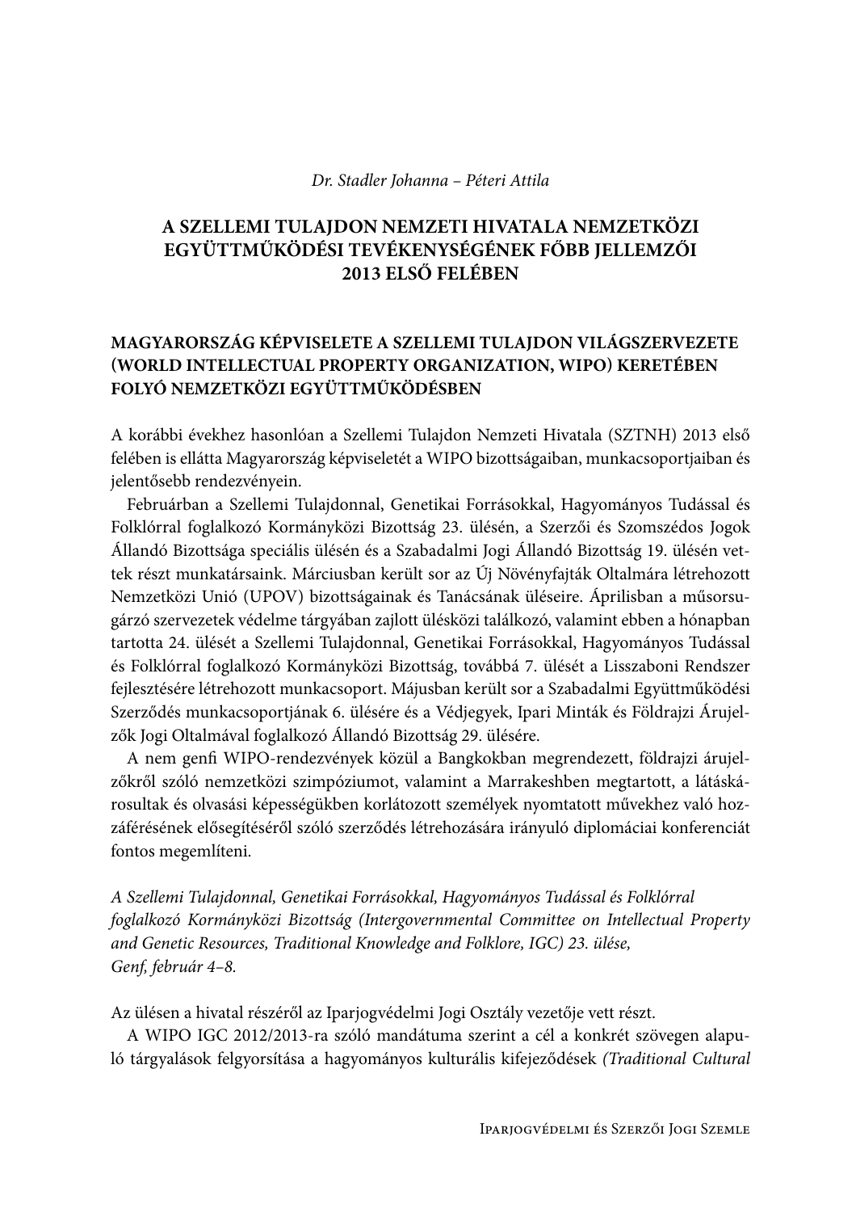*Dr. Stadler Johanna – Péteri Attila*

# A SZELLEMI TULAJDON NEMZETI HIVATALA NEMZETKÖZI EGYÜTTMŰKÖDÉSI TEVÉKENYSÉGÉNEK FŐBB JELLEMZŐI 2013 ELSŐ FELÉBEN

## MAGYARORSZÁG KÉPVISELETE A SZELLEMI TULAJDON VILÁGSZERVEZETE (WORLD INTELLECTUAL PROPERTY ORGANIZATION, WIPO) KERETÉBEN FOLYÓ NEMZETKÖZI EGYÜTTMŰKÖDÉSBEN

A korábbi évekhez hasonlóan a Szellemi Tulajdon Nemzeti Hivatala (SZTNH) 2013 első felében is ellátta Magyarország képviseletét a WIPO bizottságaiban, munkacsoportjaiban és jelentősebb rendezvényein.

Februárban a Szellemi Tulajdonnal, Genetikai Forrásokkal, Hagyományos Tudással és Folklórral foglalkozó Kormányközi Bizottság 23. ülésén, a Szerzői és Szomszédos Jogok Állandó Bizottsága speciális ülésén és a Szabadalmi Jogi Állandó Bizottság 19. ülésén vettek részt munkatársaink. Márciusban került sor az Új Növényfajták Oltalmára létrehozott Nemzetközi Unió (UPOV) bizottságainak és Tanácsának üléseire. Áprilisban a műsorsugárzó szervezetek védelme tárgyában zajlott ülésközi találkozó, valamint ebben a hónapban tartotta 24. ülését a Szellemi Tulajdonnal, Genetikai Forrásokkal, Hagyományos Tudással és Folklórral foglalkozó Kormányközi Bizottság, továbbá 7. ülését a Lisszaboni Rendszer fejlesztésére létrehozott munkacsoport. Májusban került sor a Szabadalmi Együttműködési Szerződés munkacsoportjának 6. ülésére és a Védjegyek, Ipari Minták és Földrajzi Árujelzők Jogi Oltalmával foglalkozó Állandó Bizottság 29. ülésére.

A nem genfi WIPO-rendezvények közül a Bangkokban megrendezett, földrajzi árujelzőkről szóló nemzetközi szimpóziumot, valamint a Marrakeshben megtartott, a látáskárosultak és olvasási képességükben korlátozott személyek nyomtatott művekhez való hozzáférésének elősegítéséről szóló szerződés létrehozására irányuló diplomáciai konferenciát fontos megemlíteni.

*A Szellemi Tulajdonnal, Genetikai Forrásokkal, Hagyományos Tudással és Folklórral foglalkozó Kormányközi Bizottság (Intergovernmental Committee on Intellectual Property and Genetic Resources, Traditional Knowledge and Folklore, IGC) 23. ülése, Genf, február 4–8.*

Az ülésen a hivatal részéről az Iparjogvédelmi Jogi Osztály vezetője vett részt.

A WIPO IGC 2012/2013-ra szóló mandátuma szerint a cél a konkrét szövegen alapuló tárgyalások felgyorsítása a hagyományos kulturális kifejeződések *(Traditional Cultural*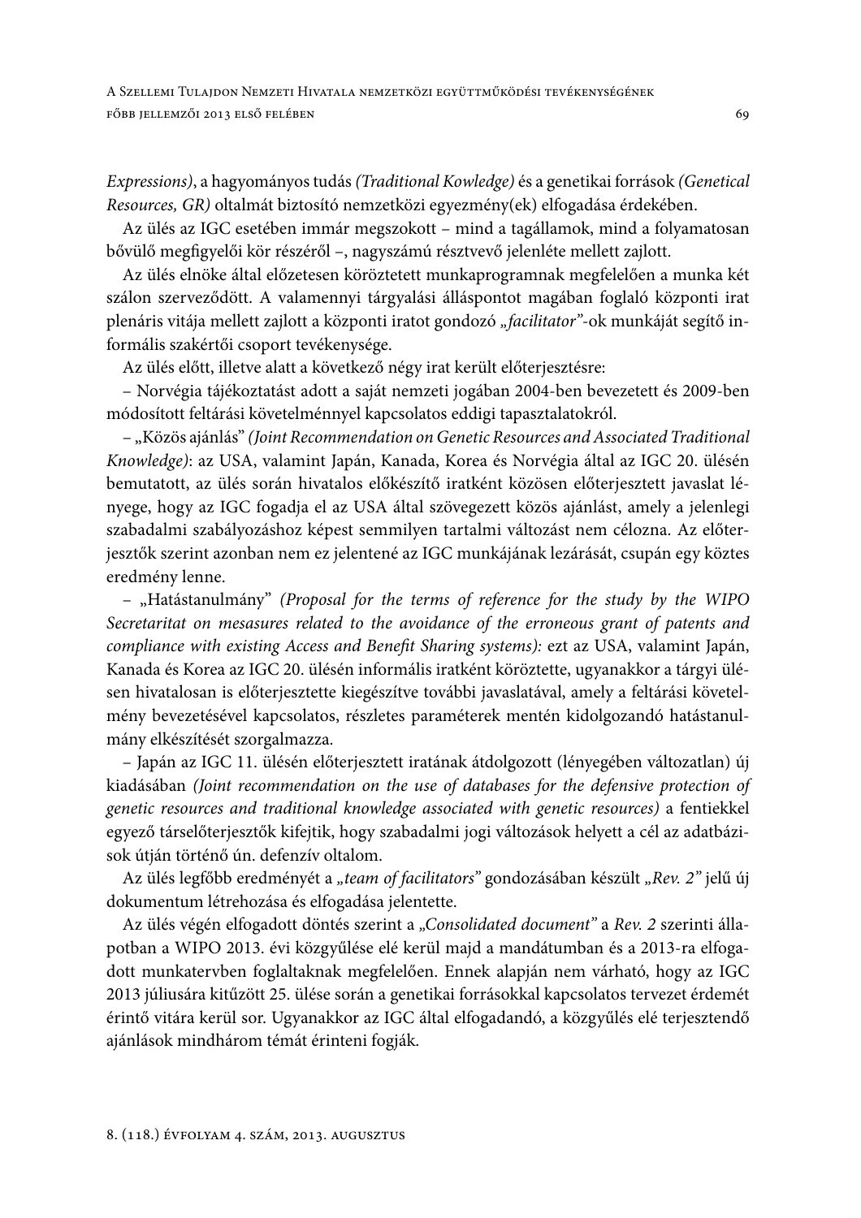*Expressions)*, a hagyományos tudás *(Traditional Kowledge)* és a genetikai források *(Genetical Resources, GR)* oltalmát biztosító nemzetközi egyezmény(ek) elfogadása érdekében.

Az ülés az IGC esetében immár megszokott – mind a tagállamok, mind a folyamatosan bővülő megfigyelői kör részéről –, nagyszámú résztvevő jelenléte mellett zajlott.

Az ülés elnöke által előzetesen köröztetett munkaprogramnak megfelelően a munka két szálon szerveződött. A valamennyi tárgyalási álláspontot magában foglaló központi irat plenáris vitája mellett zajlott a központi iratot gondozó *„facilitator"*-ok munkáját segítő informális szakértői csoport tevékenysége.

Az ülés előtt, illetve alatt a következő négy irat került előterjesztésre:

– Norvégia tájékoztatást adott a saját nemzeti jogában 2004-ben bevezetett és 2009-ben módosított feltárási követelménnyel kapcsolatos eddigi tapasztalatokról.

– „Közös ajánlás" *(Joint Recommendation on Genetic Resources and Associated Traditional Knowledge)*: az USA, valamint Japán, Kanada, Korea és Norvégia által az IGC 20. ülésén bemutatott, az ülés során hivatalos előkészítő iratként közösen előterjesztett javaslat lényege, hogy az IGC fogadja el az USA által szövegezett közös ajánlást, amely a jelenlegi szabadalmi szabályozáshoz képest semmilyen tartalmi változást nem célozna. Az előterjesztők szerint azonban nem ez jelentené az IGC munkájának lezárását, csupán egy köztes eredmény lenne.

– „Hatástanulmány" *(Proposal for the terms of reference for the study by the WIPO Secretaritat on mesasures related to the avoidance of the erroneous grant of patents and compliance with existing Access and Benefit Sharing systems)*: ezt az USA, valamint Japán, Kanada és Korea az IGC 20. ülésén informális iratként köröztette, ugyanakkor a tárgyi ülésen hivatalosan is előterjesztette kiegészítve további javaslatával, amely a feltárási követelmény bevezetésével kapcsolatos, részletes paraméterek mentén kidolgozandó hatástanulmány elkészítését szorgalmazza.

– Japán az IGC 11. ülésén előterjesztett iratának átdolgozott (lényegében változatlan) új kiadásában *(Joint recommendation on the use of databases for the defensive protection of genetic resources and traditional knowledge associated with genetic resources)* a fentiekkel egyező társelőterjesztők kifejtik, hogy szabadalmi jogi változások helyett a cél az adatbázisok útján történő ún. defenzív oltalom.

Az ülés legfőbb eredményét a *„team of facilitators"* gondozásában készült *„Rev. 2"* jelű új dokumentum létrehozása és elfogadása jelentette.

Az ülés végén elfogadott döntés szerint a *„Consolidated document"* a *Rev. 2* szerinti állapotban a WIPO 2013. évi közgyűlése elé kerül majd a mandátumban és a 2013-ra elfogadott munkatervben foglaltaknak megfelelően. Ennek alapján nem várható, hogy az IGC 2013 júliusára kitűzött 25. ülése során a genetikai forrásokkal kapcsolatos tervezet érdemét érintő vitára kerül sor. Ugyanakkor az IGC által elfogadandó, a közgyűlés elé terjesztendő ajánlások mindhárom témát érinteni fogják.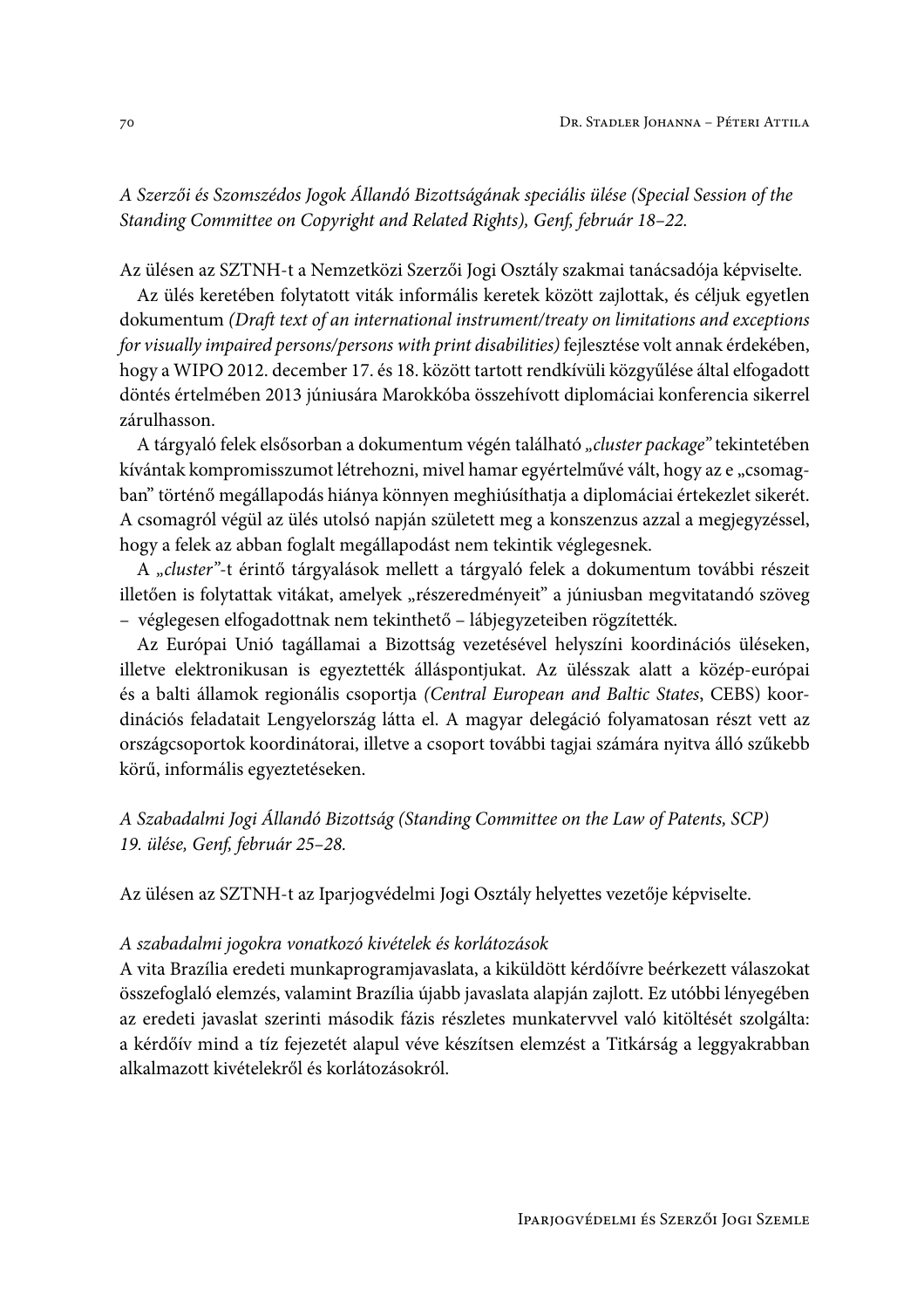*A Szerzői és Szomszédos Jogok Állandó Bizottságának speciális ülése (Special Session of the Standing Committee on Copyright and Related Rights), Genf, február 18–22.*

Az ülésen az SZTNH-t a Nemzetközi Szerzői Jogi Osztály szakmai tanácsadója képviselte.

Az ülés keretében folytatott viták informális keretek között zajlottak, és céljuk egyetlen dokumentum *(Draft text of an international instrument/treaty on limitations and exceptions for visually impaired persons/persons with print disabilities)* fejlesztése volt annak érdekében, hogy a WIPO 2012. december 17. és 18. között tartott rendkívüli közgyűlése által elfogadott döntés értelmében 2013 júniusára Marokkóba összehívott diplomáciai konferencia sikerrel zárulhasson.

A tárgyaló felek elsősorban a dokumentum végén található *„cluster package"* tekintetében kívántak kompromisszumot létrehozni, mivel hamar egyértelművé vált, hogy az e „csomagban" történő megállapodás hiánya könnyen meghiúsíthatja a diplomáciai értekezlet sikerét. A csomagról végül az ülés utolsó napján született meg a konszenzus azzal a megjegyzéssel, hogy a felek az abban foglalt megállapodást nem tekintik véglegesnek.

A *„cluster"*-t érintő tárgyalások mellett a tárgyaló felek a dokumentum további részeit illetően is folytattak vitákat, amelyek „részeredményeit" a júniusban megvitatandó szöveg – véglegesen elfogadottnak nem tekinthető – lábjegyzeteiben rögzítették.

Az Európai Unió tagállamai a Bizottság vezetésével helyszíni koordinációs üléseken, illetve elektronikusan is egyeztették álláspontjukat. Az ülésszak alatt a közép-európai és a balti államok regionális csoportja *(Central European and Baltic States*, CEBS) koordinációs feladatait Lengyelország látta el. A magyar delegáció folyamatosan részt vett az országcsoportok koordinátorai, illetve a csoport további tagjai számára nyitva álló szűkebb körű, informális egyeztetéseken.

*A Szabadalmi Jogi Állandó Bizottság (Standing Committee on the Law of Patents, SCP) 19. ülése, Genf, február 25–28.*

Az ülésen az SZTNH-t az Iparjogvédelmi Jogi Osztály helyettes vezetője képviselte.

*A szabadalmi jogokra vonatkozó kivételek és korlátozások*

A vita Brazília eredeti munkaprogramjavaslata, a kiküldött kérdőívre beérkezett válaszokat összefoglaló elemzés, valamint Brazília újabb javaslata alapján zajlott. Ez utóbbi lényegében az eredeti javaslat szerinti második fázis részletes munkatervvel való kitöltését szolgálta: a kérdőív mind a tíz fejezetét alapul véve készítsen elemzést a Titkárság a leggyakrabban alkalmazott kivételekről és korlátozásokról.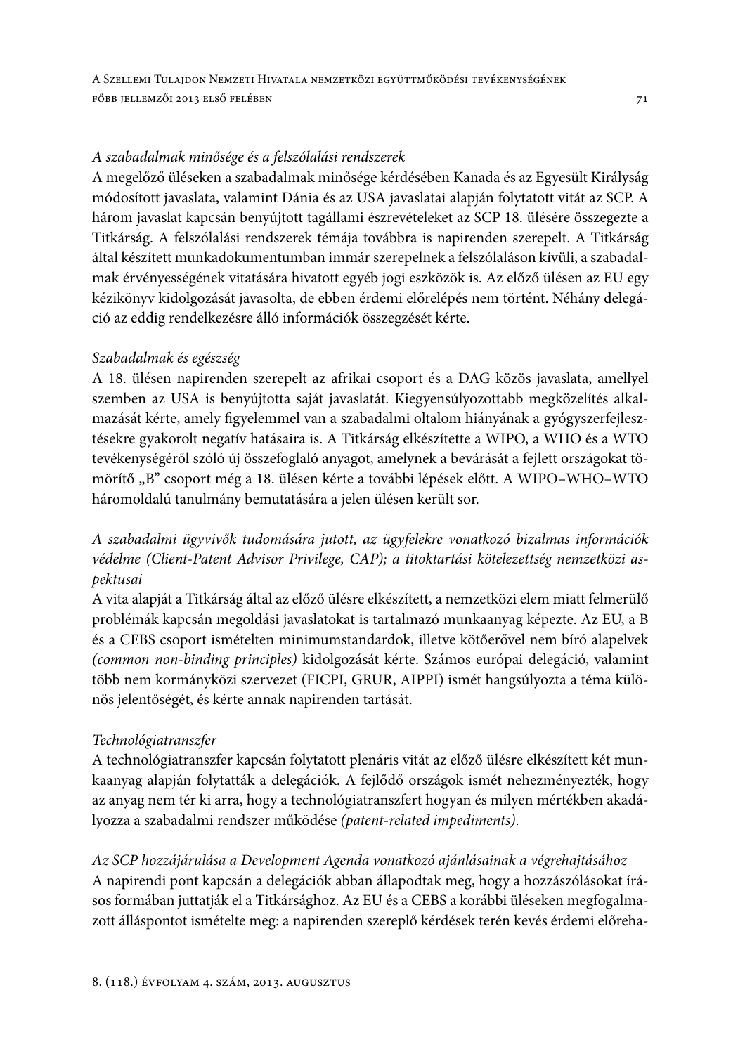*A szabadalmak minősége és a felszólalási rendszerek*

A megelőző üléseken a szabadalmak minősége kérdésében Kanada és az Egyesült Királyság módosított javaslata, valamint Dánia és az USA javaslatai alapján folytatott vitát az SCP. A három javaslat kapcsán benyújtott tagállami észrevételeket az SCP 18. ülésére összegezte a Titkárság. A felszólalási rendszerek témája továbbra is napirenden szerepelt. A Titkárság által készített munkadokumentumban immár szerepelnek a felszólaláson kívüli, a szabadalmak érvényességének vitatására hivatott egyéb jogi eszközök is. Az előző ülésen az EU egy kézikönyv kidolgozását javasolta, de ebben érdemi előrelépés nem történt. Néhány delegáció az eddig rendelkezésre álló információk összegzését kérte.

*Szabadalmak és egészség*

A 18. ülésen napirenden szerepelt az afrikai csoport és a DAG közös javaslata, amellyel szemben az USA is benyújtotta saját javaslatát. Kiegyensúlyozottabb megközelítés alkalmazását kérte, amely figyelemmel van a szabadalmi oltalom hiányának a gyógyszerfejlesztésekre gyakorolt negatív hatásaira is. A Titkárság elkészítette a WIPO, a WHO és a WTO tevékenységéről szóló új összefoglaló anyagot, amelynek a bevárását a fejlett országokat tömörítő „B" csoport még a 18. ülésen kérte a további lépések előtt. A WIPO–WHO–WTO háromoldalú tanulmány bemutatására a jelen ülésen került sor.

*A szabadalmi ügyvivők tudomására jutott, az ügyfelekre vonatkozó bizalmas információk védelme (Client-Patent Advisor Privilege, CAP); a titoktartási kötelezettség nemzetközi aspektusai*

A vita alapját a Titkárság által az előző ülésre elkészített, a nemzetközi elem miatt felmerülő problémák kapcsán megoldási javaslatokat is tartalmazó munkaanyag képezte. Az EU, a B és a CEBS csoport ismételten minimumstandardok, illetve kötőerővel nem bíró alapelvek *(common non-binding principles)* kidolgozását kérte. Számos európai delegáció, valamint több nem kormányközi szervezet (FICPI, GRUR, AIPPI) ismét hangsúlyozta a téma különös jelentőségét, és kérte annak napirenden tartását.

*Technológiatranszfer*

A technológiatranszfer kapcsán folytatott plenáris vitát az előző ülésre elkészített két munkaanyag alapján folytatták a delegációk. A fejlődő országok ismét nehezményezték, hogy az anyag nem tér ki arra, hogy a technológiatranszfert hogyan és milyen mértékben akadályozza a szabadalmi rendszer működése *(patent-related impediments)*.

*Az SCP hozzájárulása a Development Agenda vonatkozó ajánlásainak a végrehajtásához*

A napirendi pont kapcsán a delegációk abban állapodtak meg, hogy a hozzászólásokat írásos formában juttatják el a Titkársághoz. Az EU és a CEBS a korábbi üléseken megfogalmazott álláspontot ismételte meg: a napirenden szereplő kérdések terén kevés érdemi előreha-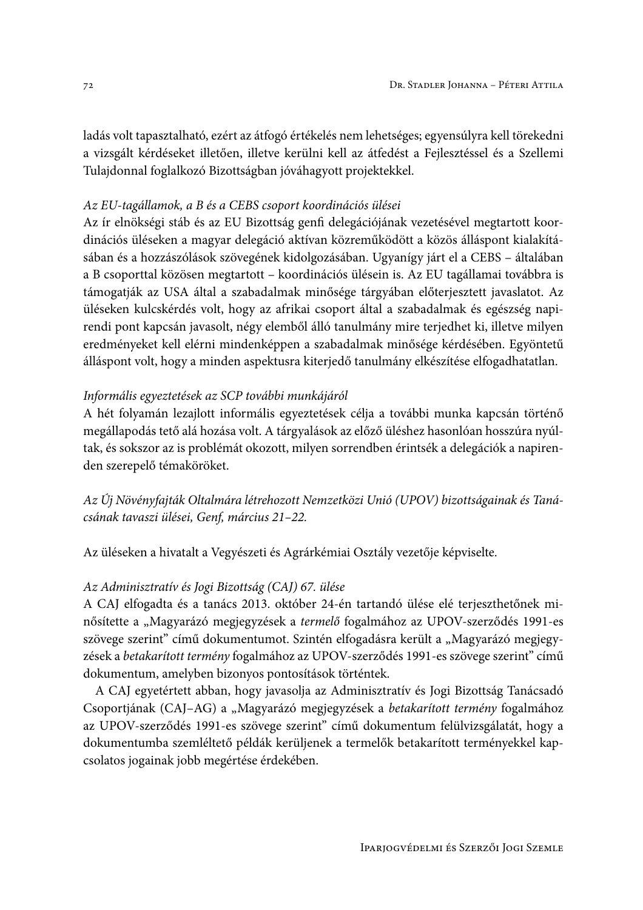ladás volt tapasztalható, ezért az átfogó értékelés nem lehetséges; egyensúlyra kell törekedni a vizsgált kérdéseket illetően, illetve kerülni kell az átfedést a Fejlesztéssel és a Szellemi Tulajdonnal foglalkozó Bizottságban jóváhagyott projektekkel.

*Az EU-tagállamok, a B és a CEBS csoport koordinációs ülései*

Az ír elnökségi stáb és az EU Bizottság genfi delegációjának vezetésével megtartott koordinációs üléseken a magyar delegáció aktívan közreműködött a közös álláspont kialakításában és a hozzászólások szövegének kidolgozásában. Ugyanígy járt el a CEBS – általában a B csoporttal közösen megtartott – koordinációs ülésein is. Az EU tagállamai továbbra is támogatják az USA által a szabadalmak minősége tárgyában előterjesztett javaslatot. Az üléseken kulcskérdés volt, hogy az afrikai csoport által a szabadalmak és egészség napirendi pont kapcsán javasolt, négy elemből álló tanulmány mire terjedhet ki, illetve milyen eredményeket kell elérni mindenképpen a szabadalmak minősége kérdésében. Egyöntetű álláspont volt, hogy a minden aspektusra kiterjedő tanulmány elkészítése elfogadhatatlan.

*Informális egyeztetések az SCP további munkájáról*

A hét folyamán lezajlott informális egyeztetések célja a további munka kapcsán történő megállapodás tető alá hozása volt. A tárgyalások az előző üléshez hasonlóan hosszúra nyúltak, és sokszor az is problémát okozott, milyen sorrendben érintsék a delegációk a napirenden szereplő témaköröket.

*Az Új Növényfajták Oltalmára létrehozott Nemzetközi Unió (UPOV) bizottságainak és Tanácsának tavaszi ülései, Genf, március 21–22.*

Az üléseken a hivatalt a Vegyészeti és Agrárkémiai Osztály vezetője képviselte.

*Az Adminisztratív és Jogi Bizottság (CAJ) 67. ülése*

A CAJ elfogadta és a tanács 2013. október 24-én tartandó ülése elé terjeszthetőnek minősítette a „Magyarázó megjegyzések a *termelő* fogalmához az UPOV-szerződés 1991-es szövege szerint" című dokumentumot. Szintén elfogadásra került a „Magyarázó megjegyzések a *betakarított termény* fogalmához az UPOV-szerződés 1991-es szövege szerint" című dokumentum, amelyben bizonyos pontosítások történtek.

A CAJ egyetértett abban, hogy javasolja az Adminisztratív és Jogi Bizottság Tanácsadó Csoportjának (CAJ–AG) a „Magyarázó megjegyzések a *betakarított termény* fogalmához az UPOV-szerződés 1991-es szövege szerint" című dokumentum felülvizsgálatát, hogy a dokumentumba szemléltető példák kerüljenek a termelők betakarított terményekkel kapcsolatos jogainak jobb megértése érdekében.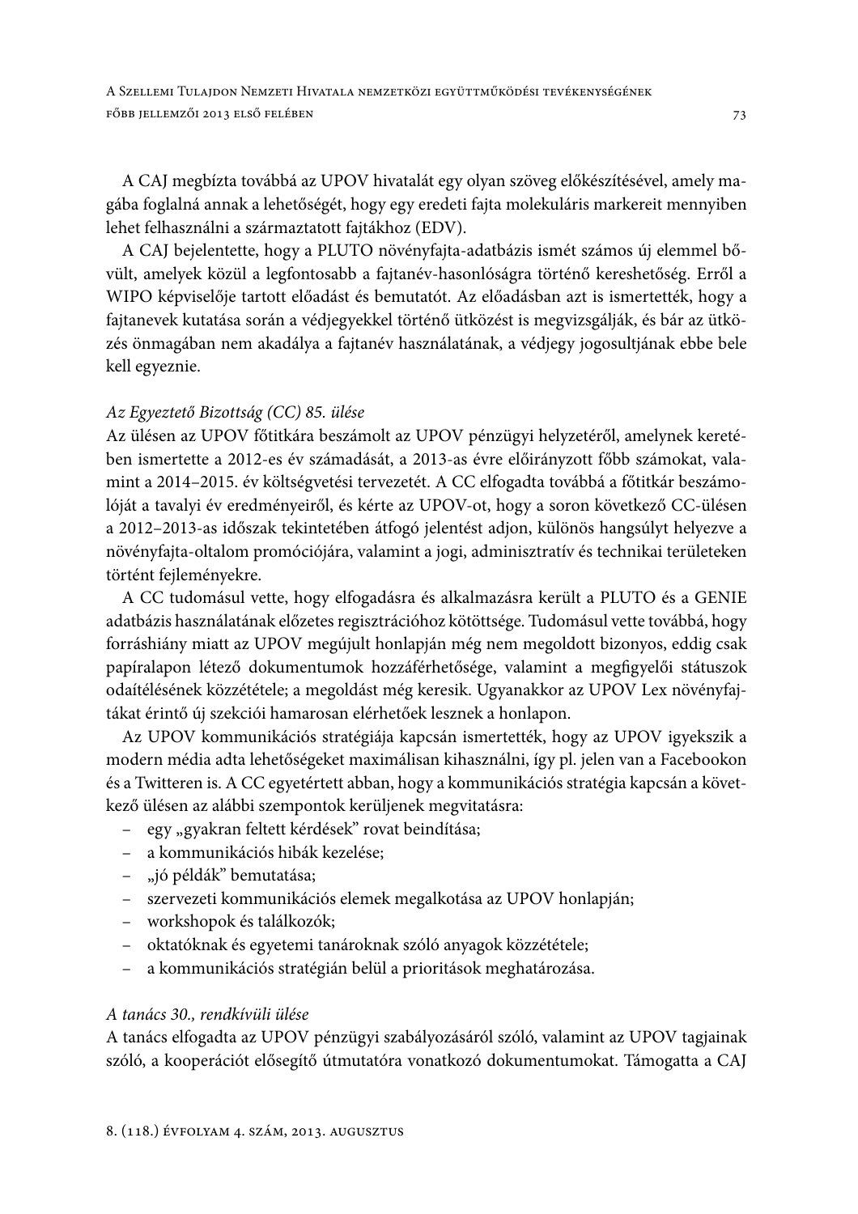A CAJ megbízta továbbá az UPOV hivatalát egy olyan szöveg előkészítésével, amely magába foglalná annak a lehetőségét, hogy egy eredeti fajta molekuláris markereit mennyiben lehet felhasználni a származtatott fajtákhoz (EDV).

A CAJ bejelentette, hogy a PLUTO növényfajta-adatbázis ismét számos új elemmel bővült, amelyek közül a legfontosabb a fajtanév-hasonlóságra történő kereshetőség. Erről a WIPO képviselője tartott előadást és bemutatót. Az előadásban azt is ismertették, hogy a fajtanevek kutatása során a védjegyekkel történő ütközést is megvizsgálják, és bár az ütközés önmagában nem akadálya a fajtanév használatának, a védjegy jogosultjának ebbe bele kell egyeznie.

*Az Egyeztető Bizottság (CC) 85. ülése*

Az ülésen az UPOV főtitkára beszámolt az UPOV pénzügyi helyzetéről, amelynek keretében ismertette a 2012-es év számadását, a 2013-as évre előirányzott főbb számokat, valamint a 2014–2015. év költségvetési tervezetét. A CC elfogadta továbbá a főtitkár beszámolóját a tavalyi év eredményeiről, és kérte az UPOV-ot, hogy a soron következő CC-ülésen a 2012–2013-as időszak tekintetében átfogó jelentést adjon, különös hangsúlyt helyezve a növényfajta-oltalom promóciójára, valamint a jogi, adminisztratív és technikai területeken történt fejleményekre.

A CC tudomásul vette, hogy elfogadásra és alkalmazásra került a PLUTO és a GENIE adatbázis használatának előzetes regisztrációhoz kötöttsége. Tudomásul vette továbbá, hogy forráshiány miatt az UPOV megújult honlapján még nem megoldott bizonyos, eddig csak papíralapon létező dokumentumok hozzáférhetősége, valamint a megfigyelői státuszok odaítélésének közzététele; a megoldást még keresik. Ugyanakkor az UPOV Lex növényfajtákat érintő új szekciói hamarosan elérhetőek lesznek a honlapon.

Az UPOV kommunikációs stratégiája kapcsán ismertették, hogy az UPOV igyekszik a modern média adta lehetőségeket maximálisan kihasználni, így pl. jelen van a Facebookon és a Twitteren is. A CC egyetértett abban, hogy a kommunikációs stratégia kapcsán a következő ülésen az alábbi szempontok kerüljenek megvitatásra:

- egy „gyakran feltett kérdések” rovat beindítása;
- a kommunikációs hibák kezelése;
- „jó példák” bemutatása;
- szervezeti kommunikációs elemek megalkotása az UPOV honlapján;
- workshopok és találkozók;
- oktatóknak és egyetemi tanároknak szóló anyagok közzététele;
- a kommunikációs stratégián belül a prioritások meghatározása.

*A tanács 30., rendkívüli ülése*

A tanács elfogadta az UPOV pénzügyi szabályozásáról szóló, valamint az UPOV tagjainak szóló, a kooperációt elősegítő útmutatóra vonatkozó dokumentumokat. Támogatta a CAJ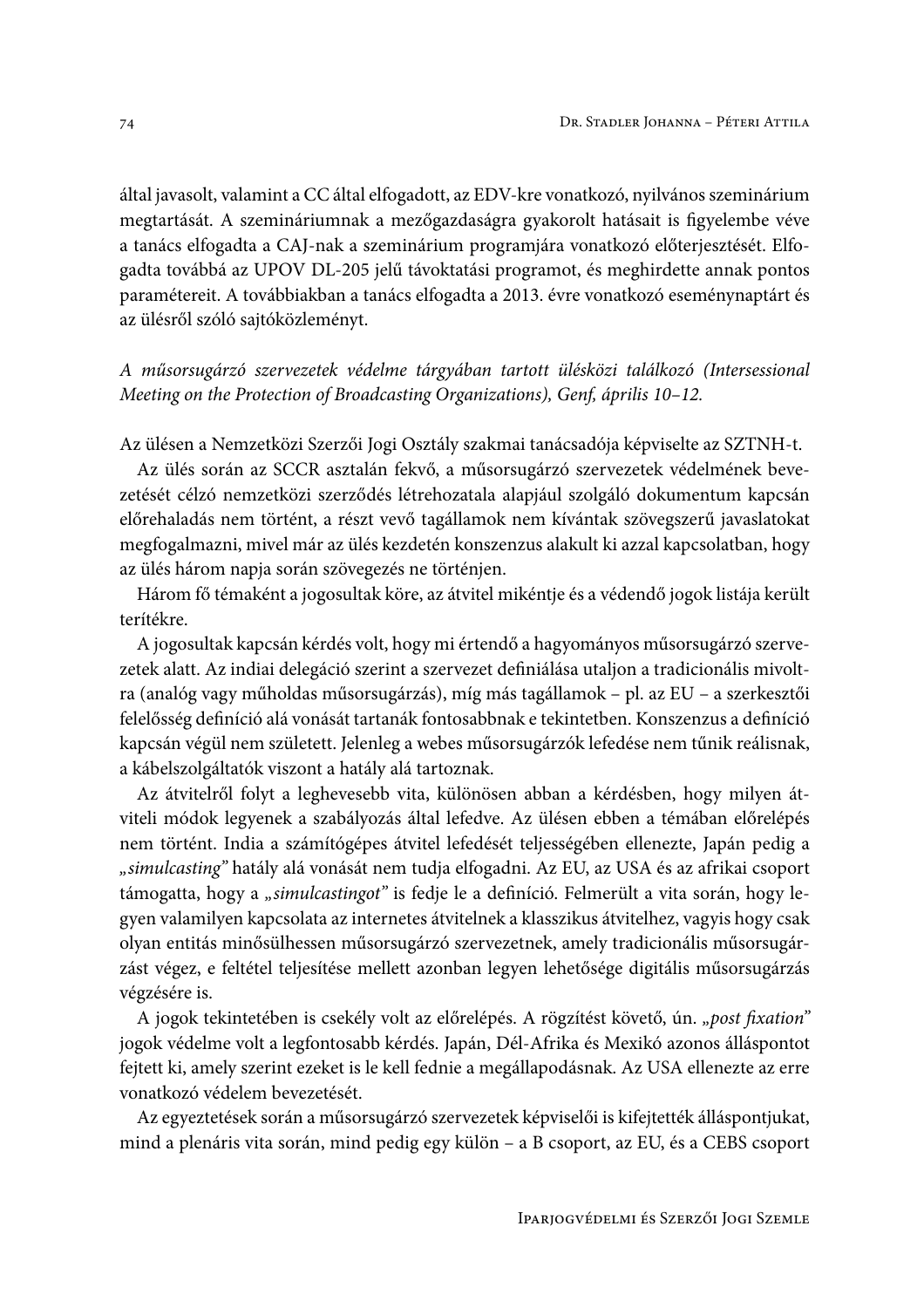által javasolt, valamint a CC által elfogadott, az EDV-kre vonatkozó, nyilvános szeminárium megtartását. A szemináriumnak a mezőgazdaságra gyakorolt hatásait is figyelembe véve a tanács elfogadta a CAJ-nak a szeminárium programjára vonatkozó előterjesztését. Elfogadta továbbá az UPOV DL-205 jelű távoktatási programot, és meghirdette annak pontos paramétereit. A továbbiakban a tanács elfogadta a 2013. évre vonatkozó eseménynaptárt és az ülésről szóló sajtóközleményt.

*A műsorsugárzó szervezetek védelme tárgyában tartott ülésközi találkozó (Intersessional Meeting on the Protection of Broadcasting Organizations), Genf, április 10–12.*

Az ülésen a Nemzetközi Szerzői Jogi Osztály szakmai tanácsadója képviselte az SZTNH-t.

Az ülés során az SCCR asztalán fekvő, a műsorsugárzó szervezetek védelmének bevezetését célzó nemzetközi szerződés létrehozatala alapjául szolgáló dokumentum kapcsán előrehaladás nem történt, a részt vevő tagállamok nem kívántak szövegszerű javaslatokat megfogalmazni, mivel már az ülés kezdetén konszenzus alakult ki azzal kapcsolatban, hogy az ülés három napja során szövegezés ne történjen.

Három fő témaként a jogosultak köre, az átvitel miként­je és a védendő jogok listája került terítékre.

A jogosultak kapcsán kérdés volt, hogy mi értendő a hagyományos műsorsugárzó szervezetek alatt. Az indiai delegáció szerint a szervezet definiálása utaljon a tradicionális mivoltra (analóg vagy műholdas műsorsugárzás), míg más tagállamok – pl. az EU – a szerkesztői felelősség definíció alá vonását tartanák fontosabbnak e tekintetben. Konszenzus a definíció kapcsán végül nem született. Jelenleg a webes műsorsugárzók lefedése nem tűnik reálisnak, a kábelszolgáltatók viszont a hatály alá tartoznak.

Az átvitelről folyt a leghevesebb vita, különösen abban a kérdésben, hogy milyen átviteli módok legyenek a szabályozás által lefedve. Az ülésen ebben a témában előrelépés nem történt. India a számítógépes átvitel lefedését teljességében ellenezte, Japán pedig a *„simulcasting"* hatály alá vonását nem tudja elfogadni. Az EU, az USA és az afrikai csoport támogatta, hogy a *„simulcastingot"* is fedje le a definíció. Felmerült a vita során, hogy legyen valamilyen kapcsolata az internetes átvitelnek a klasszikus átvitelhez, vagyis hogy csak olyan entitás minősülhessen műsorsugárzó szervezetnek, amely tradicionális műsorsugárzást végez, e feltétel teljesítése mellett azonban legyen lehetősége digitális műsorsugárzás végzésére is.

A jogok tekintetében is csekély volt az előrelépés. A rögzítést követő, ún. *„post fixation"* jogok védelme volt a legfontosabb kérdés. Japán, Dél-Afrika és Mexikó azonos álláspontot fejtett ki, amely szerint ezeket is le kell fednie a megállapodásnak. Az USA ellenezte az erre vonatkozó védelem bevezetését.

Az egyeztetések során a műsorsugárzó szervezetek képviselői is kifejtették álláspontjukat, mind a plenáris vita során, mind pedig egy külön – a B csoport, az EU, és a CEBS csoport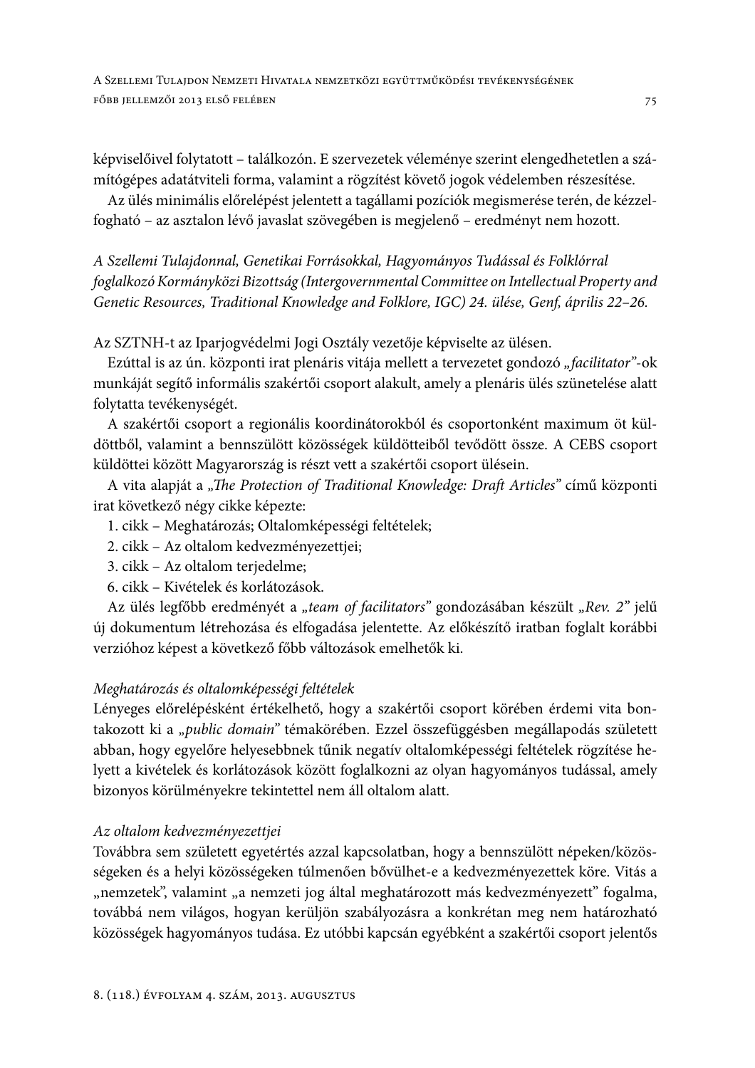képviselőivel folytatott – találkozón. E szervezetek véleménye szerint elengedhetetlen a számítógépes adatátviteli forma, valamint a rögzítést követő jogok védelemben részesítése.

Az ülés minimális előrelépést jelentett a tagállami pozíciók megismerése terén, de kézzelfogható – az asztalon lévő javaslat szövegében is megjelenő – eredményt nem hozott.

*A Szellemi Tulajdonnal, Genetikai Forrásokkal, Hagyományos Tudással és Folklórral foglalkozó Kormányközi Bizottság (Intergovernmental Committee on Intellectual Property and Genetic Resources, Traditional Knowledge and Folklore, IGC) 24. ülése, Genf, április 22–26.*

Az SZTNH-t az Iparjogvédelmi Jogi Osztály vezetője képviselte az ülésen.

Ezúttal is az ún. központi irat plenáris vitája mellett a tervezetet gondozó *„facilitator"*-ok munkáját segítő informális szakértői csoport alakult, amely a plenáris ülés szünetelése alatt folytatta tevékenységét.

A szakértői csoport a regionális koordinátorokból és csoportonként maximum öt küldöttből, valamint a bennszülött közösségek küldötteiből tevődött össze. A CEBS csoport küldöttei között Magyarország is részt vett a szakértői csoport ülésein.

A vita alapját a *„The Protection of Traditional Knowledge: Draft Articles"* című központi irat következő négy cikke képezte:

1. cikk – Meghatározás; Oltalomképességi feltételek;
2. cikk – Az oltalom kedvezményezettjei;
3. cikk – Az oltalom terjedelme;
6. cikk – Kivételek és korlátozások.

Az ülés legfőbb eredményét a *„team of facilitators"* gondozásában készült *„Rev. 2"* jelű új dokumentum létrehozása és elfogadása jelentette. Az előkészítő iratban foglalt korábbi verzióhoz képest a következő főbb változások emelhetők ki.

*Meghatározás és oltalomképességi feltételek*

Lényeges előrelépésként értékelhető, hogy a szakértői csoport körében érdemi vita bontakozott ki a *„public domain"* témakörében. Ezzel összefüggésben megállapodás született abban, hogy egyelőre helyesebbnek tűnik negatív oltalomképességi feltételek rögzítése helyett a kivételek és korlátozások között foglalkozni az olyan hagyományos tudással, amely bizonyos körülményekre tekintettel nem áll oltalom alatt.

*Az oltalom kedvezményezettjei*

Továbbra sem született egyetértés azzal kapcsolatban, hogy a bennszülött népeken/közösségeken és a helyi közösségeken túlmenően bővülhet-e a kedvezményezettek köre. Vitás a „nemzetek", valamint „a nemzeti jog által meghatározott más kedvezményezett" fogalma, továbbá nem világos, hogyan kerüljön szabályozásra a konkrétan meg nem határozható közösségek hagyományos tudása. Ez utóbbi kapcsán egyébként a szakértői csoport jelentős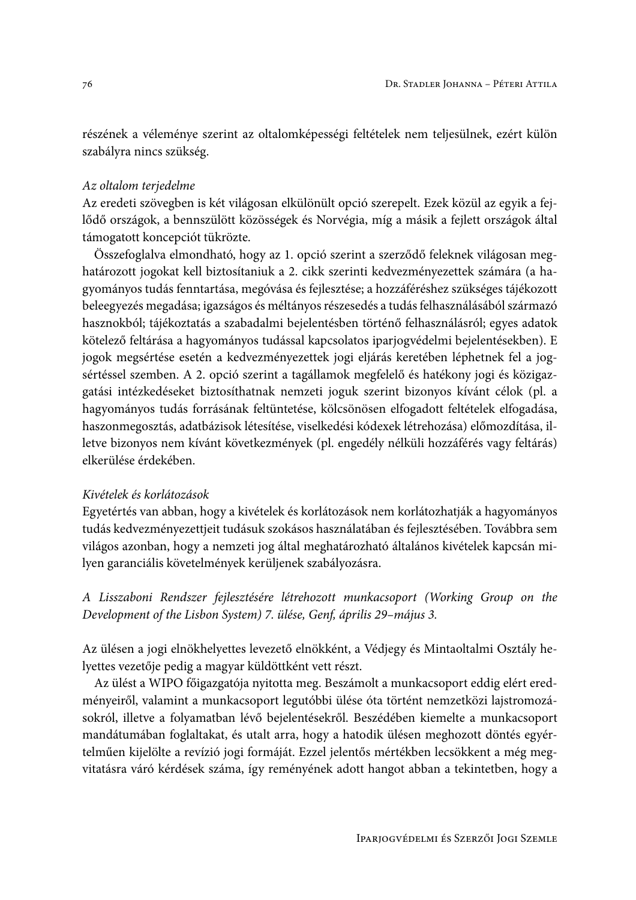részének a véleménye szerint az oltalomképességi feltételek nem teljesülnek, ezért külön szabályra nincs szükség.

*Az oltalom terjedelme*

Az eredeti szövegben is két világosan elkülönült opció szerepelt. Ezek közül az egyik a fejlődő országok, a bennszülött közösségek és Norvégia, míg a másik a fejlett országok által támogatott koncepciót tükrözte.

Összefoglalva elmondható, hogy az 1. opció szerint a szerződő feleknek világosan meghatározott jogokat kell biztosítaniuk a 2. cikk szerinti kedvezményezettek számára (a hagyományos tudás fenntartása, megóvása és fejlesztése; a hozzáféréshez szükséges tájékozott beleegyezés megadása; igazságos és méltányos részesedés a tudás felhasználásából származó hasznokból; tájékoztatás a szabadalmi bejelentésben történő felhasználásról; egyes adatok kötelező feltárása a hagyományos tudással kapcsolatos iparjogvédelmi bejelentésekben). E jogok megsértése esetén a kedvezményezettek jogi eljárás keretében léphetnek fel a jogsértéssel szemben. A 2. opció szerint a tagállamok megfelelő és hatékony jogi és közigazgatási intézkedéseket biztosíthatnak nemzeti joguk szerint bizonyos kívánt célok (pl. a hagyományos tudás forrásának feltüntetése, kölcsönösen elfogadott feltételek elfogadása, haszonmegosztás, adatbázisok létesítése, viselkedési kódexek létrehozása) előmozdítása, illetve bizonyos nem kívánt következmények (pl. engedély nélküli hozzáférés vagy feltárás) elkerülése érdekében.

*Kivételek és korlátozások*

Egyetértés van abban, hogy a kivételek és korlátozások nem korlátozhatják a hagyományos tudás kedvezményezettjeit tudásuk szokásos használatában és fejlesztésében. Továbbra sem világos azonban, hogy a nemzeti jog által meghatározható általános kivételek kapcsán milyen garanciális követelmények kerüljenek szabályozásra.

*A Lisszaboni Rendszer fejlesztésére létrehozott munkacsoport (Working Group on the Development of the Lisbon System) 7. ülése, Genf, április 29–május 3.*

Az ülésen a jogi elnökhelyettes levezető elnökként, a Védjegy és Mintaoltalmi Osztály helyettes vezetője pedig a magyar küldöttként vett részt.

Az ülést a WIPO főigazgatója nyitotta meg. Beszámolt a munkacsoport eddig elért eredményeiről, valamint a munkacsoport legutóbbi ülése óta történt nemzetközi lajstromozásokról, illetve a folyamatban lévő bejelentésekről. Beszédében kiemelte a munkacsoport mandátumában foglaltakat, és utalt arra, hogy a hatodik ülésen meghozott döntés egyértelműen kijelölte a revízió jogi formáját. Ezzel jelentős mértékben lecsökkent a még megvitatásra váró kérdések száma, így reményének adott hangot abban a tekintetben, hogy a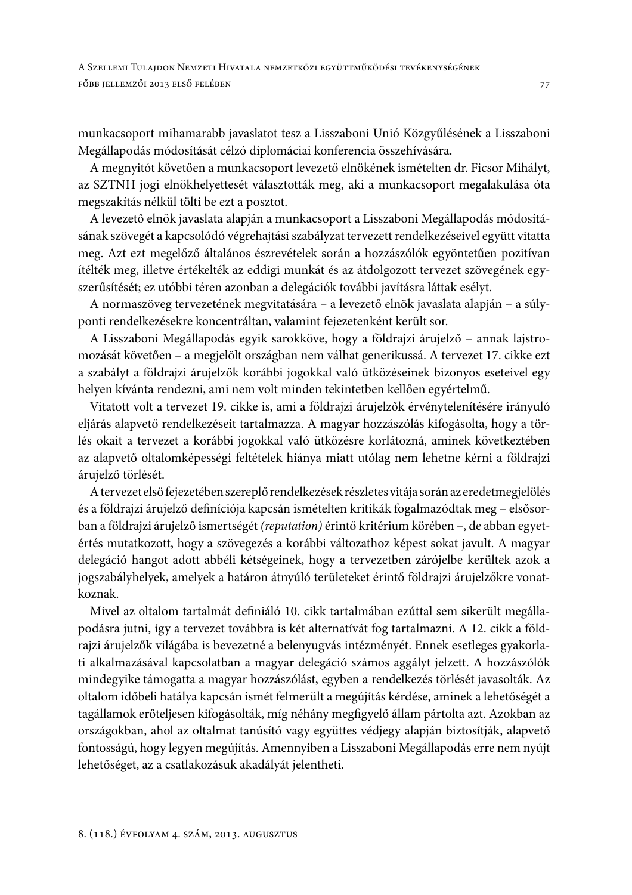munkacsoport mihamarabb javaslatot tesz a Lisszaboni Unió Közgyűlésének a Lisszaboni Megállapodás módosítását célzó diplomáciai konferencia összehívására.

A megnyitót követően a munkacsoport levezető elnökének ismételten dr. Ficsor Mihályt, az SZTNH jogi elnökhelyettesét választották meg, aki a munkacsoport megalakulása óta megszakítás nélkül tölti be ezt a posztot.

A levezető elnök javaslata alapján a munkacsoport a Lisszaboni Megállapodás módosításának szövegét a kapcsolódó végrehajtási szabályzat tervezett rendelkezéseivel együtt vitatta meg. Azt ezt megelőző általános észrevételek során a hozzászólók egyöntetűen pozitívan ítélték meg, illetve értékelték az eddigi munkát és az átdolgozott tervezet szövegének egyszerűsítését; ez utóbbi téren azonban a delegációk további javításra láttak esélyt.

A normaszöveg tervezetének megvitatására – a levezető elnök javaslata alapján – a súlyponti rendelkezésekre koncentráltan, valamint fejezetenként került sor.

A Lisszaboni Megállapodás egyik sarokköve, hogy a földrajzi árujelző – annak lajstromozását követően – a megjelölt országban nem válhat generikussá. A tervezet 17. cikke ezt a szabályt a földrajzi árujelzők korábbi jogokkal való ütközéseinek bizonyos eseteivel egy helyen kívánta rendezni, ami nem volt minden tekintetben kellően egyértelmű.

Vitatott volt a tervezet 19. cikke is, ami a földrajzi árujelzők érvénytelenítésére irányuló eljárás alapvető rendelkezéseit tartalmazza. A magyar hozzászólás kifogásolta, hogy a törlés okait a tervezet a korábbi jogokkal való ütközésre korlátozná, aminek következtében az alapvető oltalomképességi feltételek hiánya miatt utólag nem lehetne kérni a földrajzi árujelző törlését.

A tervezet első fejezetében szereplő rendelkezések részletes vitája során az eredetmegjelölés és a földrajzi árujelző definíciója kapcsán ismételten kritikák fogalmazódtak meg – elsősorban a földrajzi árujelző ismertségét *(reputation)* érintő kritérium körében –, de abban egyetértés mutatkozott, hogy a szövegezés a korábbi változathoz képest sokat javult. A magyar delegáció hangot adott abbéli kétségeinek, hogy a tervezetben zárójelbe kerültek azok a jogszabályhelyek, amelyek a határon átnyúló területeket érintő földrajzi árujelzőkre vonatkoznak.

Mivel az oltalom tartalmát definiáló 10. cikk tartalmában ezúttal sem sikerült megállapodásra jutni, így a tervezet továbbra is két alternatívát fog tartalmazni. A 12. cikk a földrajzi árujelzők világába is bevezetné a belenyugvás intézményét. Ennek esetleges gyakorlati alkalmazásával kapcsolatban a magyar delegáció számos aggályt jelzett. A hozzászólók mindegyike támogatta a magyar hozzászólást, egyben a rendelkezés törlését javasolták. Az oltalom időbeli hatálya kapcsán ismét felmerült a megújítás kérdése, aminek a lehetőségét a tagállamok erőteljesen kifogásolták, míg néhány megfigyelő állam pártolta azt. Azokban az országokban, ahol az oltalmat tanúsító vagy együttes védjegy alapján biztosítják, alapvető fontosságú, hogy legyen megújítás. Amennyiben a Lisszaboni Megállapodás erre nem nyújt lehetőséget, az a csatlakozásuk akadályát jelentheti.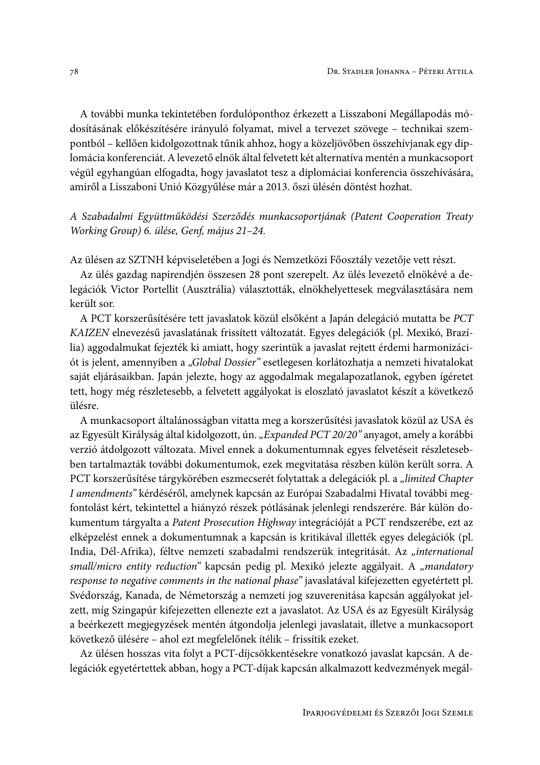A további munka tekintetében fordulóponthoz érkezett a Lisszaboni Megállapodás módosításának előkészítésére irányuló folyamat, mivel a tervezet szövege – technikai szempontból – kellően kidolgozottnak tűnik ahhoz, hogy a közeljövőben összehívjanak egy diplomácia konferenciát. A levezető elnök által felvetett két alternatíva mentén a munkacsoport végül egyhangúan elfogadta, hogy javaslatot tesz a diplomáciai konferencia összehívására, amiről a Lisszaboni Unió Közgyűlése már a 2013. őszi ülésén döntést hozhat.

*A Szabadalmi Együttműködési Szerződés munkacsoportjának (Patent Cooperation Treaty Working Group) 6. ülése, Genf, május 21–24.*

Az ülésen az SZTNH képviseletében a Jogi és Nemzetközi Főosztály vezetője vett részt.

Az ülés gazdag napirendjén összesen 28 pont szerepelt. Az ülés levezető elnökévé a delegációk Victor Portellit (Ausztrália) választották, elnökhelyettesek megválasztására nem került sor.

A PCT korszerűsítésére tett javaslatok közül elsőként a Japán delegáció mutatta be *PCT KAIZEN* elnevezésű javaslatának frissített változatát. Egyes delegációk (pl. Mexikó, Brazília) aggodalmukat fejezték ki amiatt, hogy szerintük a javaslat rejtett érdemi harmonizációt is jelent, amennyiben a „*Global Dossier*" esetlegesen korlátozhatja a nemzeti hivatalokat saját eljárásaikban. Japán jelezte, hogy az aggodalmak megalapozatlanok, egyben ígéretet tett, hogy még részletesebb, a felvetett aggályokat is eloszlató javaslatot készít a következő ülésre.

A munkacsoport általánosságban vitatta meg a korszerűsítési javaslatok közül az USA és az Egyesült Királyság által kidolgozott, ún. „*Expanded PCT 20/20*" anyagot, amely a korábbi verzió átdolgozott változata. Mivel ennek a dokumentumnak egyes felvetéseit részletesebben tartalmazták további dokumentumok, ezek megvitatása részben külön került sorra. A PCT korszerűsítése tárgykörében eszmecserét folytattak a delegációk pl. a „*limited Chapter I amendments*" kérdéséről, amelynek kapcsán az Európai Szabadalmi Hivatal további megfontolást kért, tekintettel a hiányzó részek pótlásának jelenlegi rendszerére. Bár külön dokumentum tárgyalta a *Patent Prosecution Highway* integrációját a PCT rendszerébe, ezt az elképzelést ennek a dokumentumnak a kapcsán is kritikával illették egyes delegációk (pl. India, Dél-Afrika), féltve nemzeti szabadalmi rendszerük integritását. Az „*international small/micro entity reduction*" kapcsán pedig pl. Mexikó jelezte aggályait. A „*mandatory response to negative comments in the national phase*" javaslatával kifejezetten egyetértett pl. Svédország, Kanada, de Németország a nemzeti jog szuverenitása kapcsán aggályokat jelzett, míg Szingapúr kifejezetten ellenezte ezt a javaslatot. Az USA és az Egyesült Királyság a beérkezett megjegyzések mentén átgondolja jelenlegi javaslatait, illetve a munkacsoport következő ülésére – ahol ezt megfelelőnek ítélik – frissítik ezeket.

Az ülésen hosszas vita folyt a PCT-díjcsökkentésekre vonatkozó javaslat kapcsán. A delegációk egyetértettek abban, hogy a PCT-díjak kapcsán alkalmazott kedvezmények megál-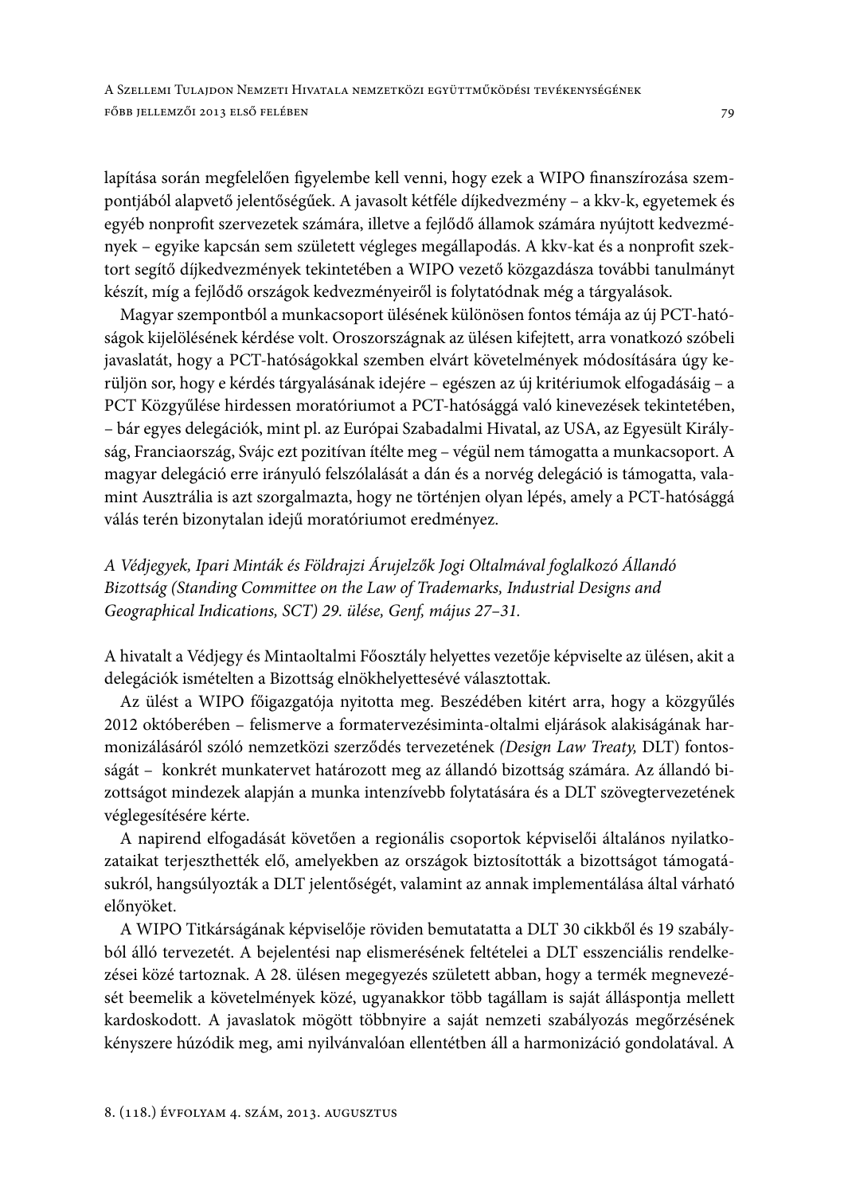lapítása során megfelelően figyelembe kell venni, hogy ezek a WIPO finanszírozása szempontjából alapvető jelentőségűek. A javasolt kétféle díjkedvezmény – a kkv-k, egyetemek és egyéb nonprofit szervezetek számára, illetve a fejlődő államok számára nyújtott kedvezmények – egyike kapcsán sem született végleges megállapodás. A kkv-kat és a nonprofit szektort segítő díjkedvezmények tekintetében a WIPO vezető közgazdásza további tanulmányt készít, míg a fejlődő országok kedvezményeiről is folytatódnak még a tárgyalások.

Magyar szempontból a munkacsoport ülésének különösen fontos témája az új PCT-hatóságok kijelölésének kérdése volt. Oroszországnak az ülésen kifejtett, arra vonatkozó szóbeli javaslatát, hogy a PCT-hatóságokkal szemben elvárt követelmények módosítására úgy kerüljön sor, hogy e kérdés tárgyalásának idejére – egészen az új kritériumok elfogadásáig – a PCT Közgyűlése hirdessen moratóriumot a PCT-hatósággá való kinevezések tekintetében, – bár egyes delegációk, mint pl. az Európai Szabadalmi Hivatal, az USA, az Egyesült Királyság, Franciaország, Svájc ezt pozitívan ítélte meg – végül nem támogatta a munkacsoport. A magyar delegáció erre irányuló felszólalását a dán és a norvég delegáció is támogatta, valamint Ausztrália is azt szorgalmazta, hogy ne történjen olyan lépés, amely a PCT-hatósággá válás terén bizonytalan idejű moratóriumot eredményez.

*A Védjegyek, Ipari Minták és Földrajzi Árujelzők Jogi Oltalmával foglalkozó Állandó Bizottság (Standing Committee on the Law of Trademarks, Industrial Designs and Geographical Indications, SCT) 29. ülése, Genf, május 27–31.*

A hivatalt a Védjegy és Mintaoltalmi Főosztály helyettes vezetője képviselte az ülésen, akit a delegációk ismételten a Bizottság elnökhelyettesévé választottak.

Az ülést a WIPO főigazgatója nyitotta meg. Beszédében kitért arra, hogy a közgyűlés 2012 októberében – felismerve a formatervezésiminta-oltalmi eljárások alakiságának harmonizálásáról szóló nemzetközi szerződés tervezetének *(Design Law Treaty,* DLT) fontosságát – konkrét munkatervet határozott meg az állandó bizottság számára. Az állandó bizottságot mindezek alapján a munka intenzívebb folytatására és a DLT szövegtervezetének véglegesítésére kérte.

A napirend elfogadását követően a regionális csoportok képviselői általános nyilatkozataikat terjeszthették elő, amelyekben az országok biztosították a bizottságot támogatásukról, hangsúlyozták a DLT jelentőségét, valamint az annak implementálása által várható előnyöket.

A WIPO Titkárságának képviselője röviden bemutatatta a DLT 30 cikkből és 19 szabályból álló tervezetét. A bejelentési nap elismerésének feltételei a DLT esszenciális rendelkezései közé tartoznak. A 28. ülésen megegyezés született abban, hogy a termék megnevezését beemelik a követelmények közé, ugyanakkor több tagállam is saját álláspontja mellett kardoskodott. A javaslatok mögött többnyire a saját nemzeti szabályozás megőrzésének kényszere húzódik meg, ami nyilvánvalóan ellentétben áll a harmonizáció gondolatával. A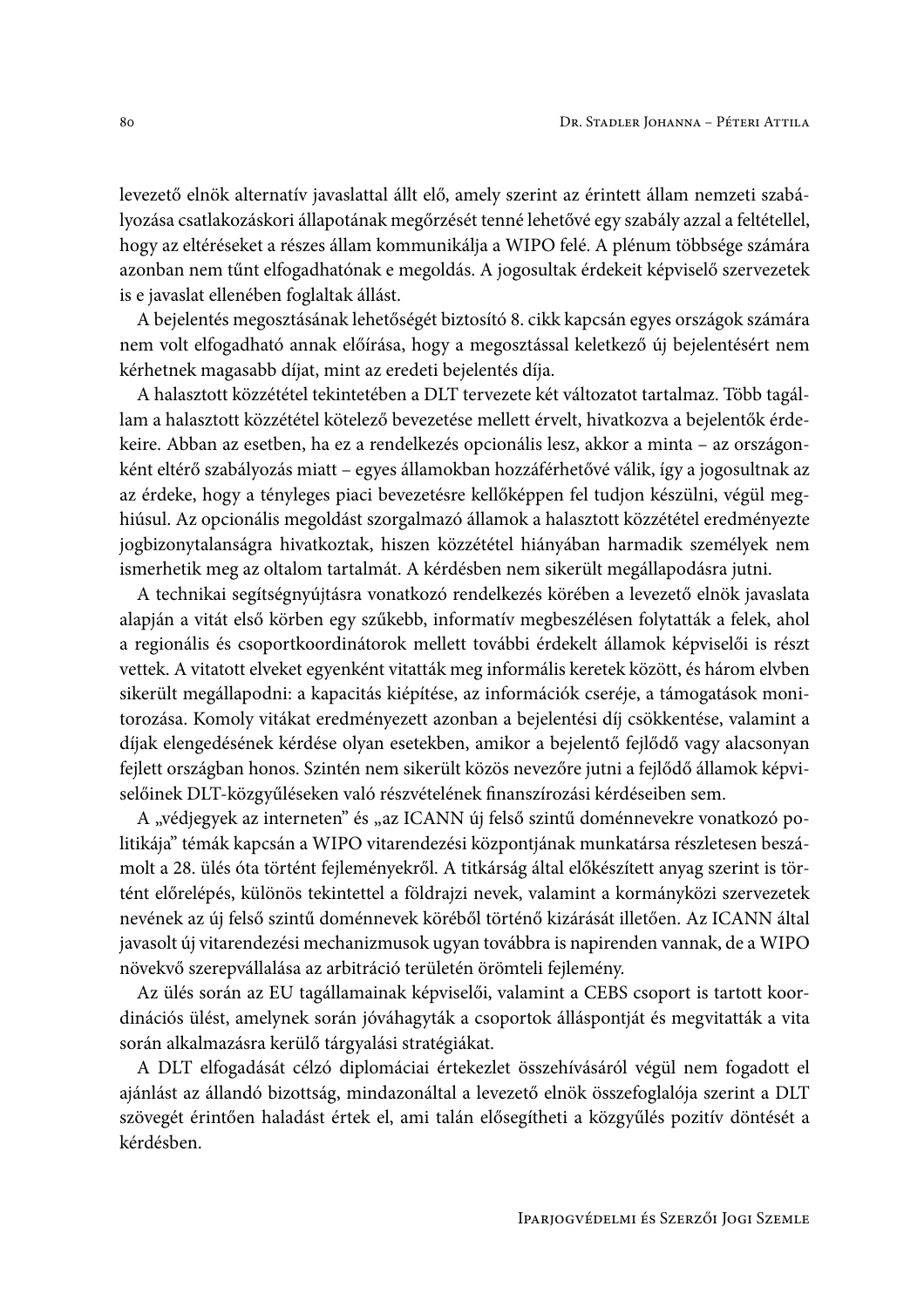levezető elnök alternatív javaslattal állt elő, amely szerint az érintett állam nemzeti szabályozása csatlakozáskori állapotának megőrzését tenné lehetővé egy szabály azzal a feltétellel, hogy az eltéréseket a részes állam kommunikálja a WIPO felé. A plénum többsége számára azonban nem tűnt elfogadhatónak e megoldás. A jogosultak érdekeit képviselő szervezetek is e javaslat ellenében foglaltak állást.

A bejelentés megosztásának lehetőségét biztosító 8. cikk kapcsán egyes országok számára nem volt elfogadható annak előírása, hogy a megosztással keletkező új bejelentésért nem kérhetnek magasabb díjat, mint az eredeti bejelentés díja.

A halasztott közzététel tekintetében a DLT tervezete két változatot tartalmaz. Több tagállam a halasztott közzététel kötelező bevezetése mellett érvelt, hivatkozva a bejelentők érdekeire. Abban az esetben, ha ez a rendelkezés opcionális lesz, akkor a minta – az országonként eltérő szabályozás miatt – egyes államokban hozzáférhetővé válik, így a jogosultnak az az érdeke, hogy a tényleges piaci bevezetésre kellőképpen fel tudjon készülni, végül meghiúsul. Az opcionális megoldást szorgalmazó államok a halasztott közzététel eredményezte jogbizonytalanságra hivatkoztak, hiszen közzététel hiányában harmadik személyek nem ismerhetik meg az oltalom tartalmát. A kérdésben nem sikerült megállapodásra jutni.

A technikai segítségnyújtásra vonatkozó rendelkezés körében a levezető elnök javaslata alapján a vitát első körben egy szűkebb, informatív megbeszélésen folytatták a felek, ahol a regionális és csoportkoordinátorok mellett további érdekelt államok képviselői is részt vettek. A vitatott elveket egyenként vitatták meg informális keretek között, és három elvben sikerült megállapodni: a kapacitás kiépítése, az információk cseréje, a támogatások monitorozása. Komoly vitákat eredményezett azonban a bejelentési díj csökkentése, valamint a díjak elengedésének kérdése olyan esetekben, amikor a bejelentő fejlődő vagy alacsonyan fejlett országban honos. Szintén nem sikerült közös nevezőre jutni a fejlődő államok képviselőinek DLT-közgyűléseken való részvételének finanszírozási kérdéseiben sem.

A „védjegyek az interneten" és „az ICANN új felső szintű doménnevekre vonatkozó politikája" témák kapcsán a WIPO vitarendezési központjának munkatársa részletesen beszámolt a 28. ülés óta történt fejleményekről. A titkárság által előkészített anyag szerint is történt előrelépés, különös tekintettel a földrajzi nevek, valamint a kormányközi szervezetek nevének az új felső szintű doménnevek köréből történő kizárását illetően. Az ICANN által javasolt új vitarendezési mechanizmusok ugyan továbbra is napirenden vannak, de a WIPO növekvő szerepvállalása az arbitráció területén örömteli fejlemény.

Az ülés során az EU tagállamainak képviselői, valamint a CEBS csoport is tartott koordinációs ülést, amelynek során jóváhagyták a csoportok álláspontját és megvitatták a vita során alkalmazásra kerülő tárgyalási stratégiákat.

A DLT elfogadását célzó diplomáciai értekezlet összehívásáról végül nem fogadott el ajánlást az állandó bizottság, mindazonáltal a levezető elnök összefoglalója szerint a DLT szövegét érintően haladást értek el, ami talán elősegítheti a közgyűlés pozitív döntését a kérdésben.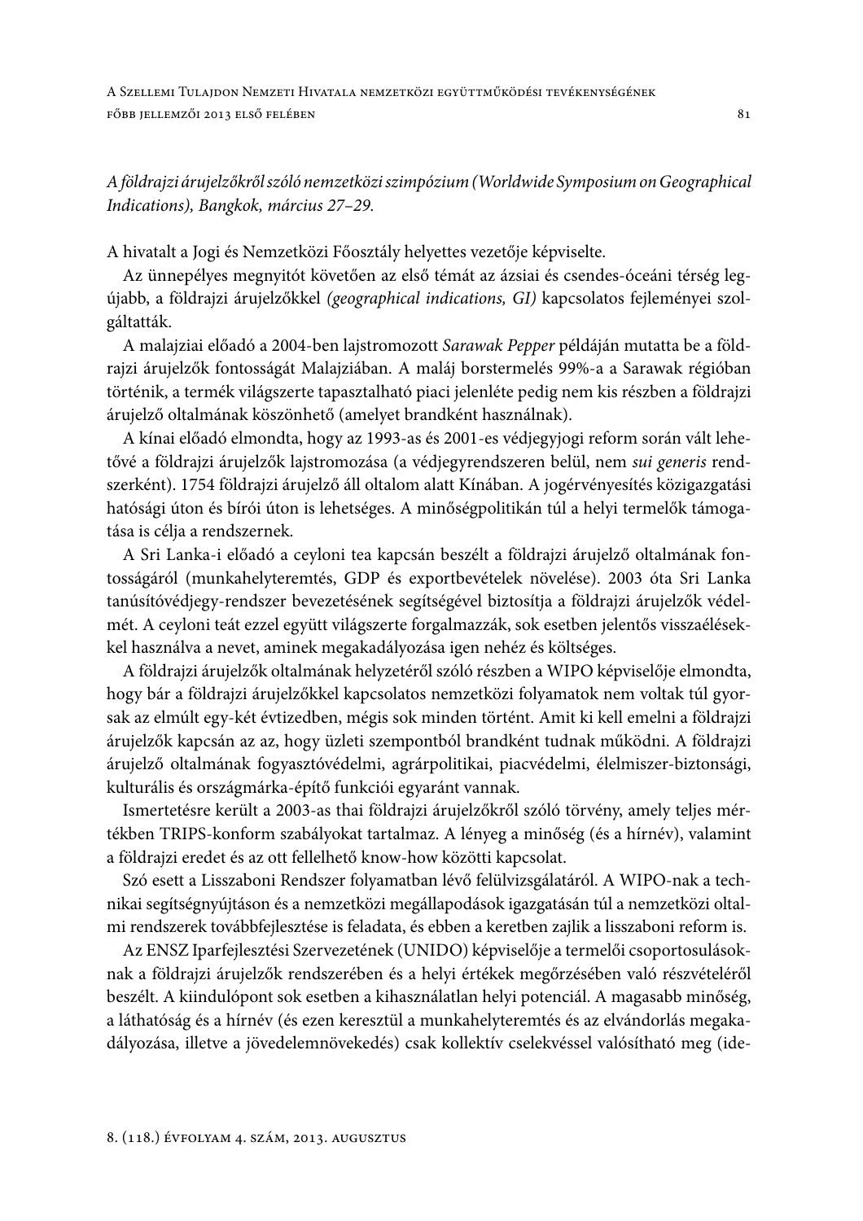*A földrajzi árujelzőkről szóló nemzetközi szimpózium (Worldwide Symposium on Geographical Indications), Bangkok, március 27–29.*

A hivatalt a Jogi és Nemzetközi Főosztály helyettes vezetője képviselte.

Az ünnepélyes megnyitót követően az első témát az ázsiai és csendes-óceáni térség legújabb, a földrajzi árujelzőkkel *(geographical indications, GI)* kapcsolatos fejleményei szolgáltatták.

A malajziai előadó a 2004-ben lajstromozott *Sarawak Pepper* példáján mutatta be a földrajzi árujelzők fontosságát Malajziában. A maláj borstermelés 99%-a a Sarawak régióban történik, a termék világszerte tapasztalható piaci jelenléte pedig nem kis részben a földrajzi árujelző oltalmának köszönhető (amelyet brandként használnak).

A kínai előadó elmondta, hogy az 1993-as és 2001-es védjegyjogi reform során vált lehetővé a földrajzi árujelzők lajstromozása (a védjegyrendszeren belül, nem *sui generis* rendszerként). 1754 földrajzi árujelző áll oltalom alatt Kínában. A jogérvényesítés közigazgatási hatósági úton és bírói úton is lehetséges. A minőségpolitikán túl a helyi termelők támogatása is célja a rendszernek.

A Sri Lanka-i előadó a ceyloni tea kapcsán beszélt a földrajzi árujelző oltalmának fontosságáról (munkahelyteremtés, GDP és exportbevételek növelése). 2003 óta Sri Lanka tanúsítóvédjegy-rendszer bevezetésének segítségével biztosítja a földrajzi árujelzők védelmét. A ceyloni teát ezzel együtt világszerte forgalmazzák, sok esetben jelentős visszaélésekkel használva a nevet, aminek megakadályozása igen nehéz és költséges.

A földrajzi árujelzők oltalmának helyzetéről szóló részben a WIPO képviselője elmondta, hogy bár a földrajzi árujelzőkkel kapcsolatos nemzetközi folyamatok nem voltak túl gyorsak az elmúlt egy-két évtizedben, mégis sok minden történt. Amit ki kell emelni a földrajzi árujelzők kapcsán az az, hogy üzleti szempontból brandként tudnak működni. A földrajzi árujelző oltalmának fogyasztóvédelmi, agrárpolitikai, piacvédelmi, élelmiszer-biztonsági, kulturális és országmárka-építő funkciói egyaránt vannak.

Ismertetésre került a 2003-as thai földrajzi árujelzőkről szóló törvény, amely teljes mértékben TRIPS-konform szabályokat tartalmaz. A lényeg a minőség (és a hírnév), valamint a földrajzi eredet és az ott fellelhető know-how közötti kapcsolat.

Szó esett a Lisszaboni Rendszer folyamatban lévő felülvizsgálatáról. A WIPO-nak a technikai segítségnyújtáson és a nemzetközi megállapodások igazgatásán túl a nemzetközi oltalmi rendszerek továbbfejlesztése is feladata, és ebben a keretben zajlik a lisszaboni reform is.

Az ENSZ Iparfejlesztési Szervezetének (UNIDO) képviselője a termelői csoportosulásoknak a földrajzi árujelzők rendszerében és a helyi értékek megőrzésében való részvételéről beszélt. A kiindulópont sok esetben a kihasználatlan helyi potenciál. A magasabb minőség, a láthatóság és a hírnév (és ezen keresztül a munkahelyteremtés és az elvándorlás megakadályozása, illetve a jövedelemnövekedés) csak kollektív cselekvéssel valósítható meg (ide-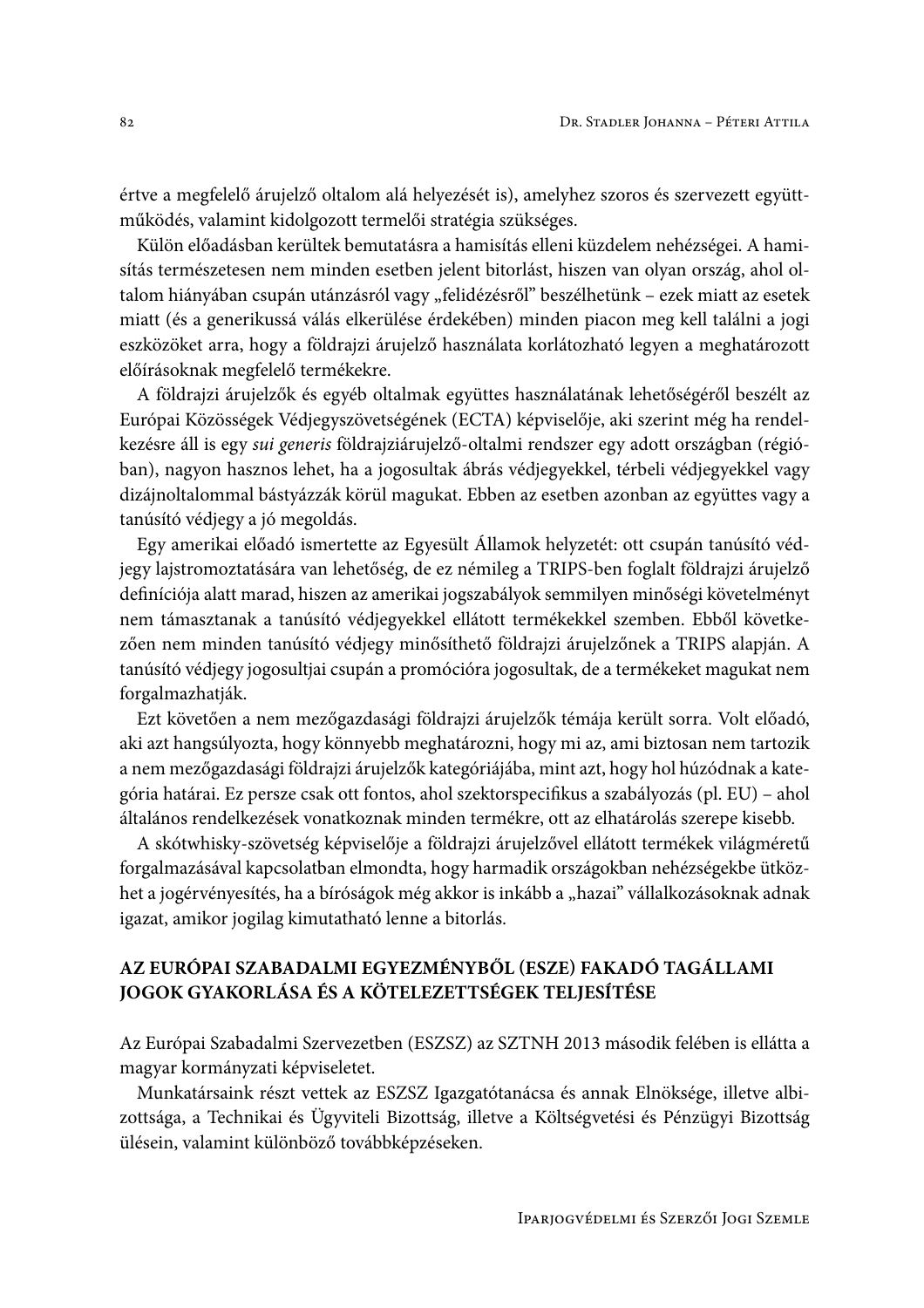értve a megfelelő árujelző oltalom alá helyezését is), amelyhez szoros és szervezett együttműködés, valamint kidolgozott termelői stratégia szükséges.

Külön előadásban kerültek bemutatásra a hamisítás elleni küzdelem nehézségei. A hamisítás természetesen nem minden esetben jelent bitorlást, hiszen van olyan ország, ahol oltalom hiányában csupán utánzásról vagy „felidézésről" beszélhetünk – ezek miatt az esetek miatt (és a generikussá válás elkerülése érdekében) minden piacon meg kell találni a jogi eszközöket arra, hogy a földrajzi árujelző használata korlátozható legyen a meghatározott előírásoknak megfelelő termékekre.

A földrajzi árujelzők és egyéb oltalmak együttes használatának lehetőségéről beszélt az Európai Közösségek Védjegyszövetségének (ECTA) képviselője, aki szerint még ha rendelkezésre áll is egy *sui generis* földrajziárujelző-oltalmi rendszer egy adott országban (régióban), nagyon hasznos lehet, ha a jogosultak ábrás védjegyekkel, térbeli védjegyekkel vagy dizájnoltalommal bástyázzák körül magukat. Ebben az esetben azonban az együttes vagy a tanúsító védjegy a jó megoldás.

Egy amerikai előadó ismertette az Egyesült Államok helyzetét: ott csupán tanúsító védjegy lajstromoztatására van lehetőség, de ez némileg a TRIPS-ben foglalt földrajzi árujelző definíciója alatt marad, hiszen az amerikai jogszabályok semmilyen minőségi követelményt nem támasztanak a tanúsító védjegyekkel ellátott termékekkel szemben. Ebből következően nem minden tanúsító védjegy minősíthető földrajzi árujelzőnek a TRIPS alapján. A tanúsító védjegy jogosultjai csupán a promócióra jogosultak, de a termékeket magukat nem forgalmazhatják.

Ezt követően a nem mezőgazdasági földrajzi árujelzők témája került sorra. Volt előadó, aki azt hangsúlyozta, hogy könnyebb meghatározni, hogy mi az, ami biztosan nem tartozik a nem mezőgazdasági földrajzi árujelzők kategóriájába, mint azt, hogy hol húzódnak a kategória határai. Ez persze csak ott fontos, ahol szektorspecifikus a szabályozás (pl. EU) – ahol általános rendelkezések vonatkoznak minden termékre, ott az elhatárolás szerepe kisebb.

A skótwhisky-szövetség képviselője a földrajzi árujelzővel ellátott termékek világméretű forgalmazásával kapcsolatban elmondta, hogy harmadik országokban nehézségekbe ütközhet a jogérvényesítés, ha a bíróságok még akkor is inkább a „hazai" vállalkozásoknak adnak igazat, amikor jogilag kimutatható lenne a bitorlás.

## AZ EURÓPAI SZABADALMI EGYEZMÉNYBŐL (ESZE) FAKADÓ TAGÁLLAMI JOGOK GYAKORLÁSA ÉS A KÖTELEZETTSÉGEK TELJESÍTÉSE

Az Európai Szabadalmi Szervezetben (ESZSZ) az SZTNH 2013 második felében is ellátta a magyar kormányzati képviseletet.

Munkatársaink részt vettek az ESZSZ Igazgatótanácsa és annak Elnöksége, illetve albizottsága, a Technikai és Ügyviteli Bizottság, illetve a Költségvetési és Pénzügyi Bizottság ülésein, valamint különböző továbbképzéseken.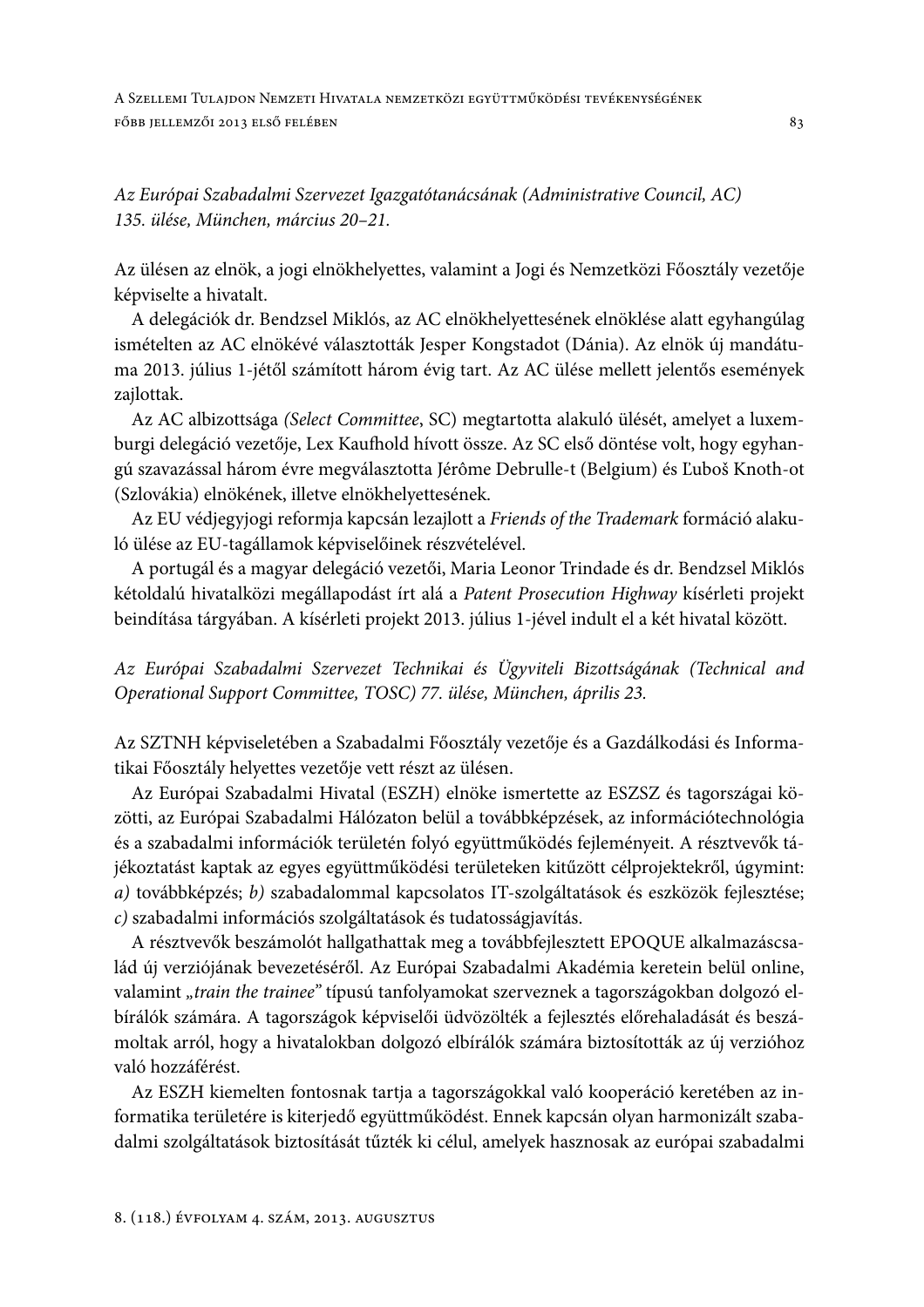*Az Európai Szabadalmi Szervezet Igazgatótanácsának (Administrative Council, AC) 135. ülése, München, március 20–21.*

Az ülésen az elnök, a jogi elnökhelyettes, valamint a Jogi és Nemzetközi Főosztály vezetője képviselte a hivatalt.

A delegációk dr. Bendzsel Miklós, az AC elnökhelyettesének elnöklése alatt egyhangúlag ismételten az AC elnökévé választották Jesper Kongstadot (Dánia). Az elnök új mandátuma 2013. július 1-jétől számított három évig tart. Az AC ülése mellett jelentős események zajlottak.

Az AC albizottsága *(Select Committee*, SC) megtartotta alakuló ülését, amelyet a luxemburgi delegáció vezetője, Lex Kaufhold hívott össze. Az SC első döntése volt, hogy egyhangú szavazással három évre megválasztotta Jérôme Debrulle-t (Belgium) és Ľuboš Knoth-ot (Szlovákia) elnökének, illetve elnökhelyettesének.

Az EU védjegyjogi reformja kapcsán lezajlott a *Friends of the Trademark* formáció alakuló ülése az EU-tagállamok képviselőinek részvételével.

A portugál és a magyar delegáció vezetői, Maria Leonor Trindade és dr. Bendzsel Miklós kétoldalú hivatalközi megállapodást írt alá a *Patent Prosecution Highway* kísérleti projekt beindítása tárgyában. A kísérleti projekt 2013. július 1-jével indult el a két hivatal között.

*Az Európai Szabadalmi Szervezet Technikai és Ügyviteli Bizottságának (Technical and Operational Support Committee, TOSC) 77. ülése, München, április 23.*

Az SZTNH képviseletében a Szabadalmi Főosztály vezetője és a Gazdálkodási és Informatikai Főosztály helyettes vezetője vett részt az ülésen.

Az Európai Szabadalmi Hivatal (ESZH) elnöke ismertette az ESZSZ és tagországai közötti, az Európai Szabadalmi Hálózaton belül a továbbképzések, az információtechnológia és a szabadalmi információk területén folyó együttműködés fejleményeit. A résztvevők tájékoztatást kaptak az egyes együttműködési területeken kitűzött célprojektekről, úgymint: *a)* továbbképzés; *b)* szabadalommal kapcsolatos IT-szolgáltatások és eszközök fejlesztése; *c)* szabadalmi információs szolgáltatások és tudatosságjavítás.

A résztvevők beszámolót hallgathattak meg a továbbfejlesztett EPOQUE alkalmazáscsalád új verziójának bevezetéséről. Az Európai Szabadalmi Akadémia keretein belül online, valamint *„train the trainee"* típusú tanfolyamokat szerveznek a tagországokban dolgozó elbírálók számára. A tagországok képviselői üdvözölték a fejlesztés előrehaladását és beszámoltak arról, hogy a hivatalokban dolgozó elbírálók számára biztosították az új verzióhoz való hozzáférést.

Az ESZH kiemelten fontosnak tartja a tagországokkal való kooperáció keretében az informatika területére is kiterjedő együttműködést. Ennek kapcsán olyan harmonizált szabadalmi szolgáltatások biztosítását tűzték ki célul, amelyek hasznosak az európai szabadalmi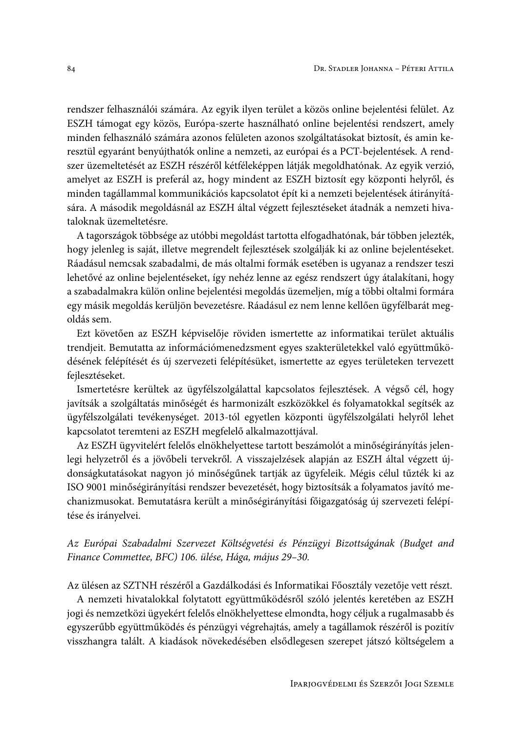rendszer felhasználói számára. Az egyik ilyen terület a közös online bejelentési felület. Az ESZH támogat egy közös, Európa-szerte használható online bejelentési rendszert, amely minden felhasználó számára azonos felületen azonos szolgáltatásokat biztosít, és amin keresztül egyaránt benyújthatók online a nemzeti, az európai és a PCT-bejelentések. A rendszer üzemeltetését az ESZH részéről kétféleképpen látják megoldhatónak. Az egyik verzió, amelyet az ESZH is preferál az, hogy mindent az ESZH biztosít egy központi helyről, és minden tagállammal kommunikációs kapcsolatot épít ki a nemzeti bejelentések átirányítására. A második megoldásnál az ESZH által végzett fejlesztéseket átadnák a nemzeti hivataloknak üzemeltetésre.

A tagországok többsége az utóbbi megoldást tartotta elfogadhatónak, bár többen jelezték, hogy jelenleg is saját, illetve megrendelt fejlesztések szolgálják ki az online bejelentéseket. Ráadásul nemcsak szabadalmi, de más oltalmi formák esetében is ugyanaz a rendszer teszi lehetővé az online bejelentéseket, így nehéz lenne az egész rendszert úgy átalakítani, hogy a szabadalmakra külön online bejelentési megoldás üzemeljen, míg a többi oltalmi formára egy másik megoldás kerüljön bevezetésre. Ráadásul ez nem lenne kellően ügyfélbarát megoldás sem.

Ezt követően az ESZH képviselője röviden ismertette az informatikai terület aktuális trendjeit. Bemutatta az információmenedzsment egyes szakterületekkel való együttműködésének felépítését és új szervezeti felépítésüket, ismertette az egyes területeken tervezett fejlesztéseket.

Ismertetésre kerültek az ügyfélszolgálattal kapcsolatos fejlesztések. A végső cél, hogy javítsák a szolgáltatás minőségét és harmonizált eszközökkel és folyamatokkal segítsék az ügyfélszolgálati tevékenységet. 2013-tól egyetlen központi ügyfélszolgálati helyről lehet kapcsolatot teremteni az ESZH megfelelő alkalmazottjával.

Az ESZH ügyvitelért felelős elnökhelyettese tartott beszámolót a minőségirányítás jelenlegi helyzetéről és a jövőbeli tervekről. A visszajelzések alapján az ESZH által végzett újdonságkutatásokat nagyon jó minőségűnek tartják az ügyfeleik. Mégis célul tűzték ki az ISO 9001 minőségirányítási rendszer bevezetését, hogy biztosítsák a folyamatos javító mechanizmusokat. Bemutatásra került a minőségirányítási főigazgatóság új szervezeti felépítése és irányelvei.

*Az Európai Szabadalmi Szervezet Költségvetési és Pénzügyi Bizottságának (Budget and Finance Commettee, BFC) 106. ülése, Hága, május 29–30.*

Az ülésen az SZTNH részéről a Gazdálkodási és Informatikai Főosztály vezetője vett részt.

A nemzeti hivatalokkal folytatott együttműködésről szóló jelentés keretében az ESZH jogi és nemzetközi ügyekért felelős elnökhelyettese elmondta, hogy céljuk a rugalmasabb és egyszerűbb együttműködés és pénzügyi végrehajtás, amely a tagállamok részéről is pozitív visszhangra talált. A kiadások növekedésében elsődlegesen szerepet játszó költségelem a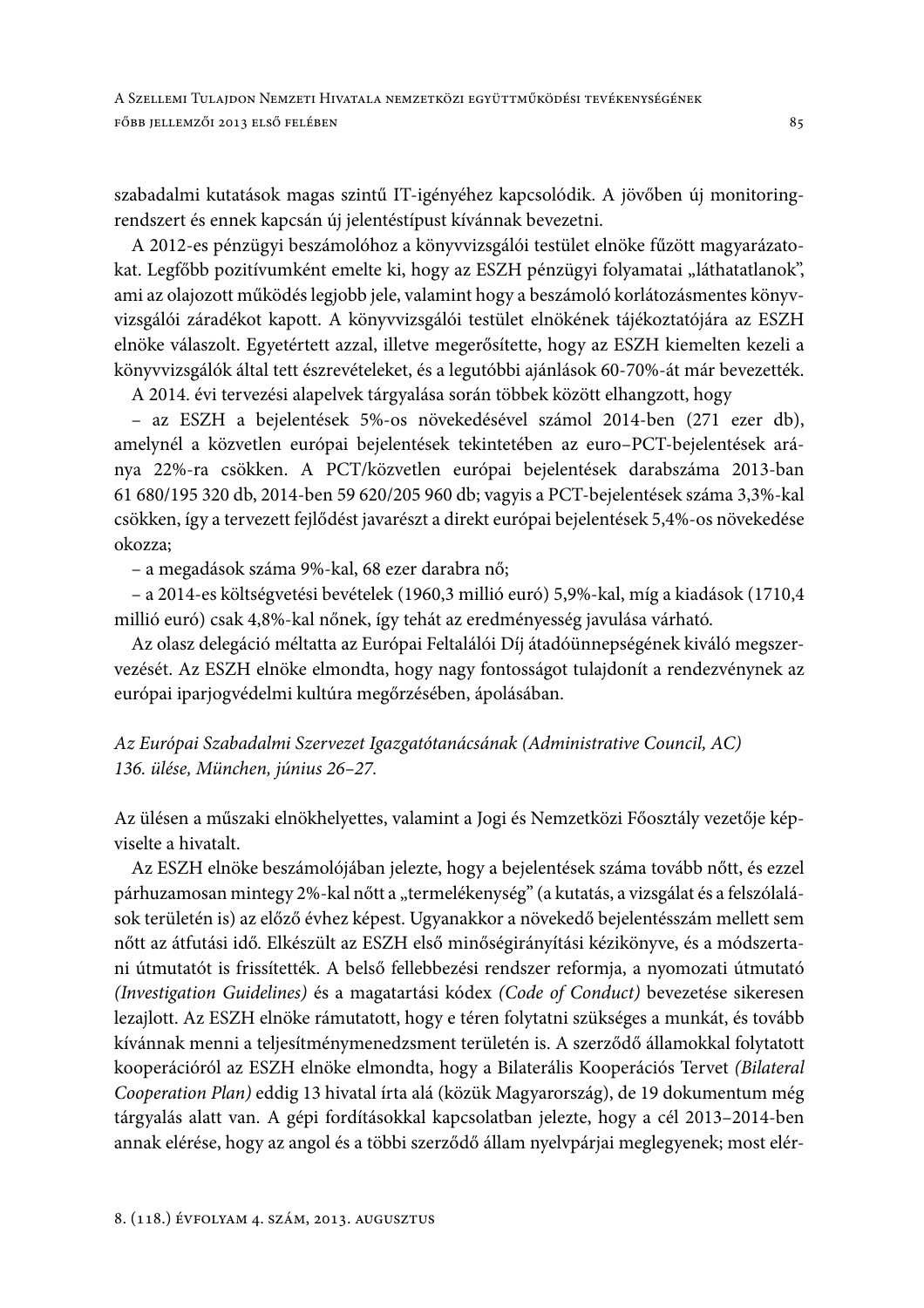szabadalmi kutatások magas szintű IT-igényéhez kapcsolódik. A jövőben új monitoring-rendszert és ennek kapcsán új jelentéstípust kívánnak bevezetni.

A 2012-es pénzügyi beszámolóhoz a könyvvizsgálói testület elnöke fűzött magyarázatokat. Legfőbb pozitívumként emelte ki, hogy az ESZH pénzügyi folyamatai „láthatatlanok", ami az olajozott működés legjobb jele, valamint hogy a beszámoló korlátozásmentes könyvvizsgálói záradékot kapott. A könyvvizsgálói testület elnökének tájékoztatójára az ESZH elnöke válaszolt. Egyetértett azzal, illetve megerősítette, hogy az ESZH kiemelten kezeli a könyvvizsgálók által tett észrevételeket, és a legutóbbi ajánlások 60-70%-át már bevezették.

A 2014. évi tervezési alapelvek tárgyalása során többek között elhangzott, hogy

– az ESZH a bejelentések 5%-os növekedésével számol 2014-ben (271 ezer db), amelynél a közvetlen európai bejelentések tekintetében az euro–PCT-bejelentések aránya 22%-ra csökken. A PCT/közvetlen európai bejelentések darabszáma 2013-ban 61 680/195 320 db, 2014-ben 59 620/205 960 db; vagyis a PCT-bejelentések száma 3,3%-kal csökken, így a tervezett fejlődést javarészt a direkt európai bejelentések 5,4%-os növekedése okozza;

– a megadások száma 9%-kal, 68 ezer darabra nő;

– a 2014-es költségvetési bevételek (1960,3 millió euró) 5,9%-kal, míg a kiadások (1710,4 millió euró) csak 4,8%-kal nőnek, így tehát az eredményesség javulása várható.

Az olasz delegáció méltatta az Európai Feltalálói Díj átadóünnepségének kiváló megszervezését. Az ESZH elnöke elmondta, hogy nagy fontosságot tulajdonít a rendezvénynek az európai iparjogvédelmi kultúra megőrzésében, ápolásában.

### *Az Európai Szabadalmi Szervezet Igazgatótanácsának (Administrative Council, AC) 136. ülése, München, június 26–27.*

Az ülésen a műszaki elnökhelyettes, valamint a Jogi és Nemzetközi Főosztály vezetője képviselte a hivatalt.

Az ESZH elnöke beszámolójában jelezte, hogy a bejelentések száma tovább nőtt, és ezzel párhuzamosan mintegy 2%-kal nőtt a „termelékenység" (a kutatás, a vizsgálat és a felszólalások területén is) az előző évhez képest. Ugyanakkor a növekedő bejelentésszám mellett sem nőtt az átfutási idő. Elkészült az ESZH első minőségirányítási kézikönyve, és a módszertani útmutatót is frissítették. A belső fellebbezési rendszer reformja, a nyomozati útmutató *(Investigation Guidelines)* és a magatartási kódex *(Code of Conduct)* bevezetése sikeresen lezajlott. Az ESZH elnöke rámutatott, hogy e téren folytatni szükséges a munkát, és tovább kívánnak menni a teljesítménymenedzsment területén is. A szerződő államokkal folytatott kooperációról az ESZH elnöke elmondta, hogy a Bilaterális Kooperációs Tervet *(Bilateral Cooperation Plan)* eddig 13 hivatal írta alá (közük Magyarország), de 19 dokumentum még tárgyalás alatt van. A gépi fordításokkal kapcsolatban jelezte, hogy a cél 2013–2014-ben annak elérése, hogy az angol és a többi szerződő állam nyelvpárjai meglegyenek; most elér-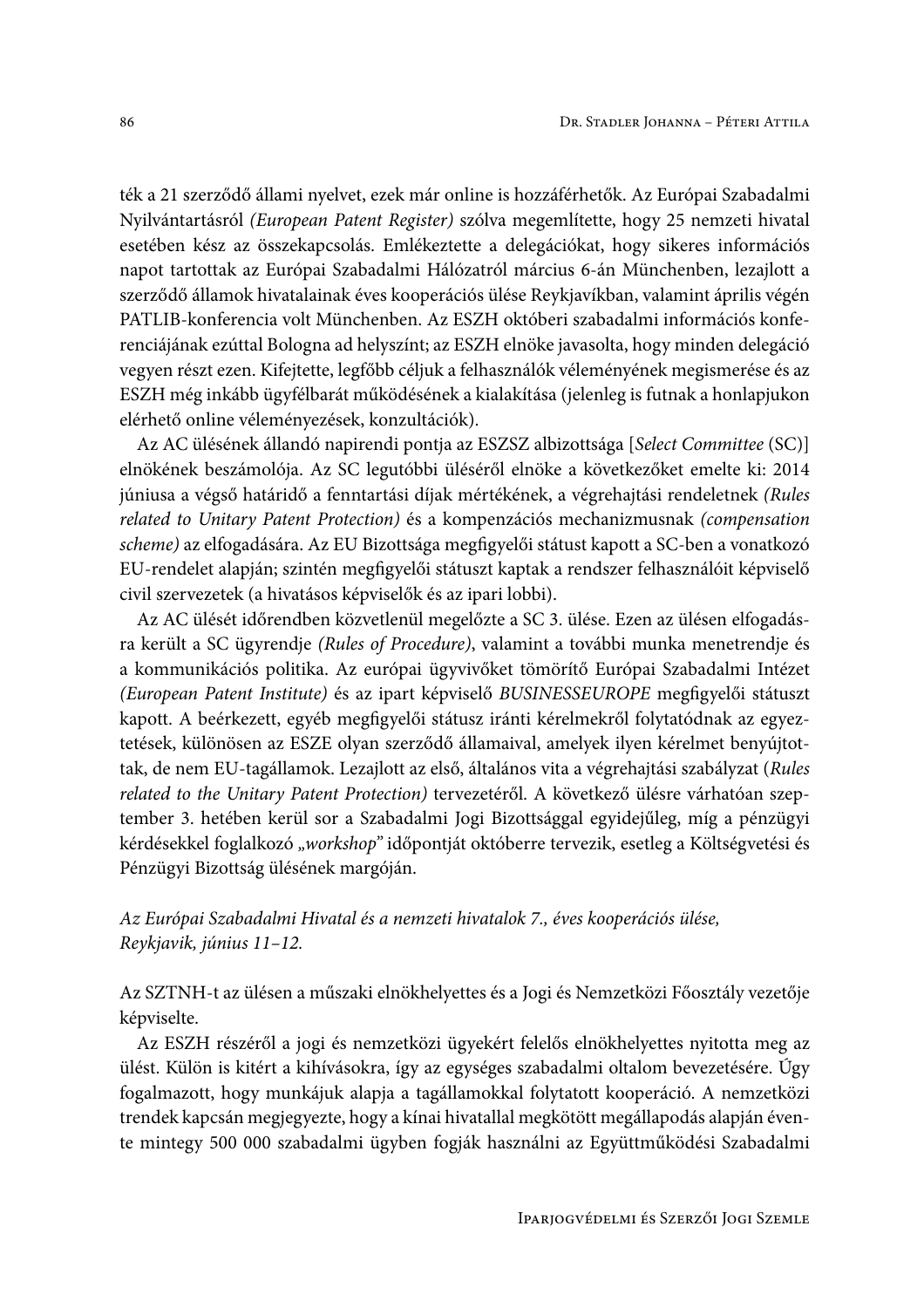ték a 21 szerződő állami nyelvet, ezek már online is hozzáférhetők. Az Európai Szabadalmi Nyilvántartásról *(European Patent Register)* szólva megemlítette, hogy 25 nemzeti hivatal esetében kész az összekapcsolás. Emlékeztette a delegációkat, hogy sikeres információs napot tartottak az Európai Szabadalmi Hálózatról március 6-án Münchenben, lezajlott a szerződő államok hivatalainak éves kooperációs ülése Reykjavíkban, valamint április végén PATLIB-konferencia volt Münchenben. Az ESZH októberi szabadalmi információs konferenciájának ezúttal Bologna ad helyszínt; az ESZH elnöke javasolta, hogy minden delegáció vegyen részt ezen. Kifejtette, legfőbb céljuk a felhasználók véleményének megismerése és az ESZH még inkább ügyfélbarát működésének a kialakítása (jelenleg is futnak a honlapjukon elérhető online véleményezések, konzultációk).

Az AC ülésének állandó napirendi pontja az ESZSZ albizottsága [*Select Committee* (SC)] elnökének beszámolója. Az SC legutóbbi üléséről elnöke a következőket emelte ki: 2014 júniusa a végső határidő a fenntartási díjak mértékének, a végrehajtási rendeletnek *(Rules related to Unitary Patent Protection)* és a kompenzációs mechanizmusnak *(compensation scheme)* az elfogadására. Az EU Bizottsága megfigyelői státust kapott a SC-ben a vonatkozó EU-rendelet alapján; szintén megfigyelői státuszt kaptak a rendszer felhasználóit képviselő civil szervezetek (a hivatásos képviselők és az ipari lobbi).

Az AC ülését időrendben közvetlenül megelőzte a SC 3. ülése. Ezen az ülésen elfogadásra került a SC ügyrendje *(Rules of Procedure)*, valamint a további munka menetrendje és a kommunikációs politika. Az európai ügyvivőket tömörítő Európai Szabadalmi Intézet *(European Patent Institute)* és az ipart képviselő *BUSINESSEUROPE* megfigyelői státuszt kapott. A beérkezett, egyéb megfigyelői státusz iránti kérelmekről folytatódnak az egyeztetések, különösen az ESZE olyan szerződő államaival, amelyek ilyen kérelmet benyújtottak, de nem EU-tagállamok. Lezajlott az első, általános vita a végrehajtási szabályzat (*Rules related to the Unitary Patent Protection)* tervezetéről. A következő ülésre várhatóan szeptember 3. hetében kerül sor a Szabadalmi Jogi Bizottsággal egyidejűleg, míg a pénzügyi kérdésekkel foglalkozó *„workshop"* időpontját októberre tervezik, esetleg a Költségvetési és Pénzügyi Bizottság ülésének margóján.

*Az Európai Szabadalmi Hivatal és a nemzeti hivatalok 7., éves kooperációs ülése, Reykjavik, június 11–12.*

Az SZTNH-t az ülésen a műszaki elnökhelyettes és a Jogi és Nemzetközi Főosztály vezetője képviselte.

Az ESZH részéről a jogi és nemzetközi ügyekért felelős elnökhelyettes nyitotta meg az ülést. Külön is kitért a kihívásokra, így az egységes szabadalmi oltalom bevezetésére. Úgy fogalmazott, hogy munkájuk alapja a tagállamokkal folytatott kooperáció. A nemzetközi trendek kapcsán megjegyezte, hogy a kínai hivatallal megkötött megállapodás alapján évente mintegy 500 000 szabadalmi ügyben fogják használni az Együttműködési Szabadalmi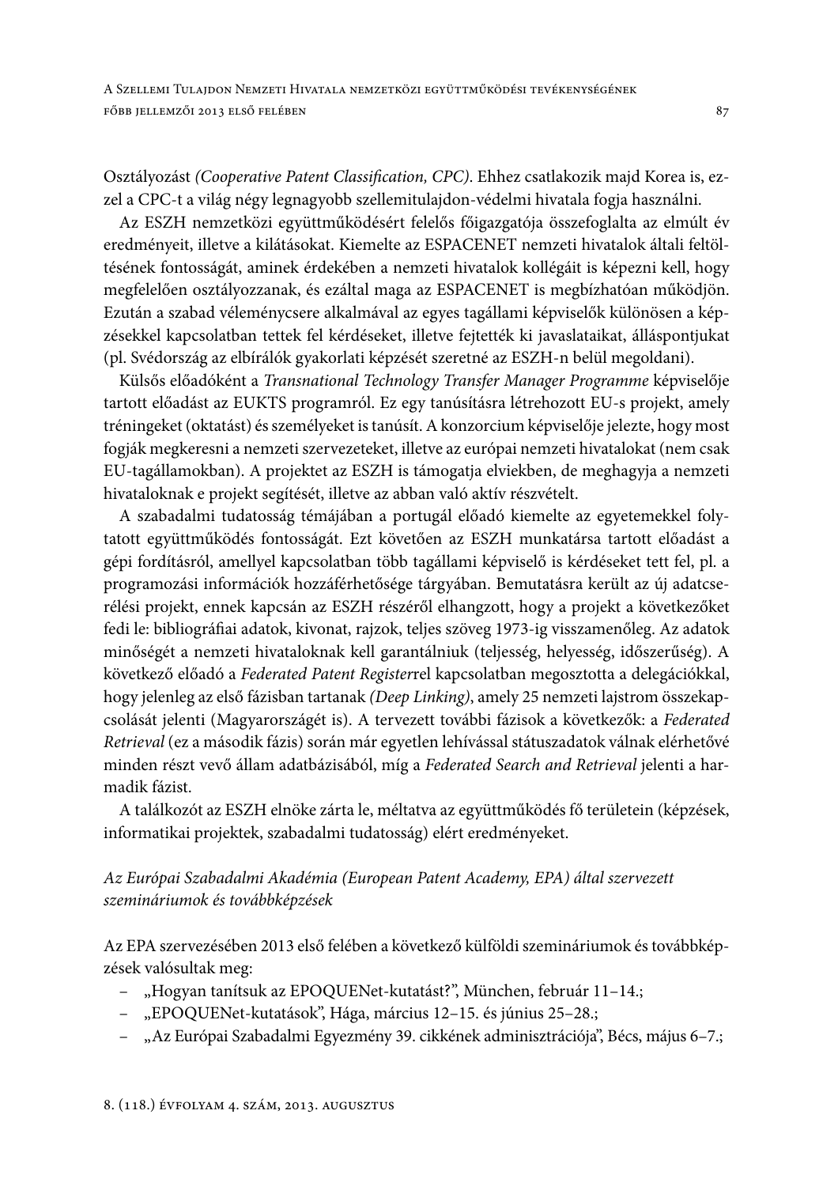Osztályozást *(Cooperative Patent Classification, CPC)*. Ehhez csatlakozik majd Korea is, ezzel a CPC-t a világ négy legnagyobb szellemitulajdon-védelmi hivatala fogja használni.

Az ESZH nemzetközi együttműködésért felelős főigazgatója összefoglalta az elmúlt év eredményeit, illetve a kilátásokat. Kiemelte az ESPACENET nemzeti hivatalok általi feltöltésének fontosságát, aminek érdekében a nemzeti hivatalok kollégáit is képezni kell, hogy megfelelően osztályozzanak, és ezáltal maga az ESPACENET is megbízhatóan működjön. Ezután a szabad véleménycsere alkalmával az egyes tagállami képviselők különösen a képzésekkel kapcsolatban tettek fel kérdéseket, illetve fejtették ki javaslataikat, álláspontjukat (pl. Svédország az elbírálók gyakorlati képzését szeretné az ESZH-n belül megoldani).

Külsős előadóként a *Transnational Technology Transfer Manager Programme* képviselője tartott előadást az EUKTS programról. Ez egy tanúsításra létrehozott EU-s projekt, amely tréningeket (oktatást) és személyeket is tanúsít. A konzorcium képviselője jelezte, hogy most fogják megkeresni a nemzeti szervezeteket, illetve az európai nemzeti hivatalokat (nem csak EU-tagállamokban). A projektet az ESZH is támogatja elviekben, de meghagyja a nemzeti hivataloknak e projekt segítését, illetve az abban való aktív részvételt.

A szabadalmi tudatosság témájában a portugál előadó kiemelte az egyetemekkel folytatott együttműködés fontosságát. Ezt követően az ESZH munkatársa tartott előadást a gépi fordításról, amellyel kapcsolatban több tagállami képviselő is kérdéseket tett fel, pl. a programozási információk hozzáférhetősége tárgyában. Bemutatásra került az új adatcserélési projekt, ennek kapcsán az ESZH részéről elhangzott, hogy a projekt a következőket fedi le: bibliográfiai adatok, kivonat, rajzok, teljes szöveg 1973-ig visszamenőleg. Az adatok minőségét a nemzeti hivataloknak kell garantálniuk (teljesség, helyesség, időszerűség). A következő előadó a *Federated Patent Register*rel kapcsolatban megosztotta a delegációkkal, hogy jelenleg az első fázisban tartanak *(Deep Linking)*, amely 25 nemzeti lajstrom összekapcsolását jelenti (Magyarországét is). A tervezett további fázisok a következők: a *Federated Retrieval* (ez a második fázis) során már egyetlen lehívással státuszadatok válnak elérhetővé minden részt vevő állam adatbázisából, míg a *Federated Search and Retrieval* jelenti a harmadik fázist.

A találkozót az ESZH elnöke zárta le, méltatva az együttműködés fő területein (képzések, informatikai projektek, szabadalmi tudatosság) elért eredményeket.

### *Az Európai Szabadalmi Akadémia (European Patent Academy, EPA) által szervezett szemináriumok és továbbképzések*

Az EPA szervezésében 2013 első felében a következő külföldi szemináriumok és továbbképzések valósultak meg:

- „Hogyan tanítsuk az EPOQUENet-kutatást?", München, február 11–14.;
- „EPOQUENet-kutatások", Hága, március 12–15. és június 25–28.;
- „Az Európai Szabadalmi Egyezmény 39. cikkének adminisztrációja", Bécs, május 6–7.;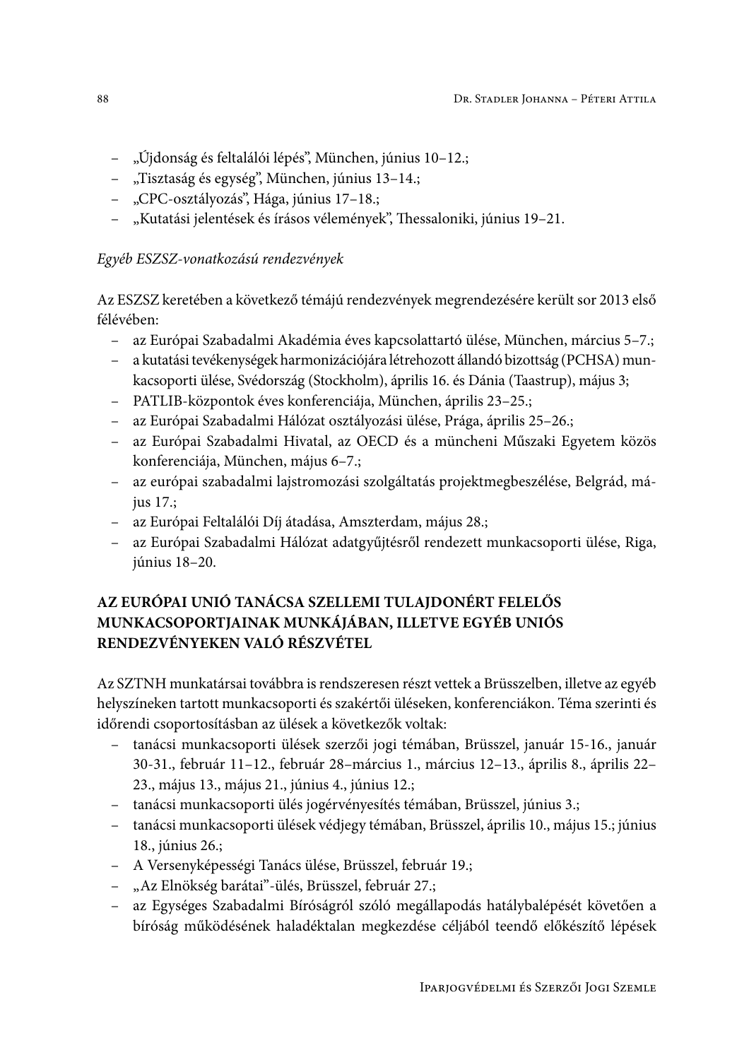- „Újdonság és feltalálói lépés”, München, június 10–12.;
- „Tisztaság és egység”, München, június 13–14.;
- „CPC-osztályozás”, Hága, június 17–18.;
- „Kutatási jelentések és írásos vélemények”, Thessaloniki, június 19–21.

*Egyéb ESZSZ-vonatkozású rendezvények*

Az ESZSZ keretében a következő témájú rendezvények megrendezésére került sor 2013 első félévében:

- az Európai Szabadalmi Akadémia éves kapcsolattartó ülése, München, március 5–7.;
- a kutatási tevékenységek harmonizációjára létrehozott állandó bizottság (PCHSA) munkacsoporti ülése, Svédország (Stockholm), április 16. és Dánia (Taastrup), május 3;
- PATLIB-központok éves konferenciája, München, április 23–25.;
- az Európai Szabadalmi Hálózat osztályozási ülése, Prága, április 25–26.;
- az Európai Szabadalmi Hivatal, az OECD és a müncheni Műszaki Egyetem közös konferenciája, München, május 6–7.;
- az európai szabadalmi lajstromozási szolgáltatás projektmegbeszélése, Belgrád, május 17.;
- az Európai Feltalálói Díj átadása, Amszterdam, május 28.;
- az Európai Szabadalmi Hálózat adatgyűjtésről rendezett munkacsoporti ülése, Riga, június 18–20.

## AZ EURÓPAI UNIÓ TANÁCSA SZELLEMI TULAJDONÉRT FELELŐS MUNKACSOPORTJAINAK MUNKÁJÁBAN, ILLETVE EGYÉB UNIÓS RENDEZVÉNYEKEN VALÓ RÉSZVÉTEL

Az SZTNH munkatársai továbbra is rendszeresen részt vettek a Brüsszelben, illetve az egyéb helyszíneken tartott munkacsoporti és szakértői üléseken, konferenciákon. Téma szerinti és időrendi csoportosításban az ülések a következők voltak:

- tanácsi munkacsoporti ülések szerzői jogi témában, Brüsszel, január 15-16., január 30-31., február 11–12., február 28–március 1., március 12–13., április 8., április 22–23., május 13., május 21., június 4., június 12.;
- tanácsi munkacsoporti ülés jogérvényesítés témában, Brüsszel, június 3.;
- tanácsi munkacsoporti ülések védjegy témában, Brüsszel, április 10., május 15.; június 18., június 26.;
- A Versenyképességi Tanács ülése, Brüsszel, február 19.;
- „Az Elnökség barátai”-ülés, Brüsszel, február 27.;
- az Egységes Szabadalmi Bíróságról szóló megállapodás hatálybalépését követően a bíróság működésének haladéktalan megkezdése céljából teendő előkészítő lépések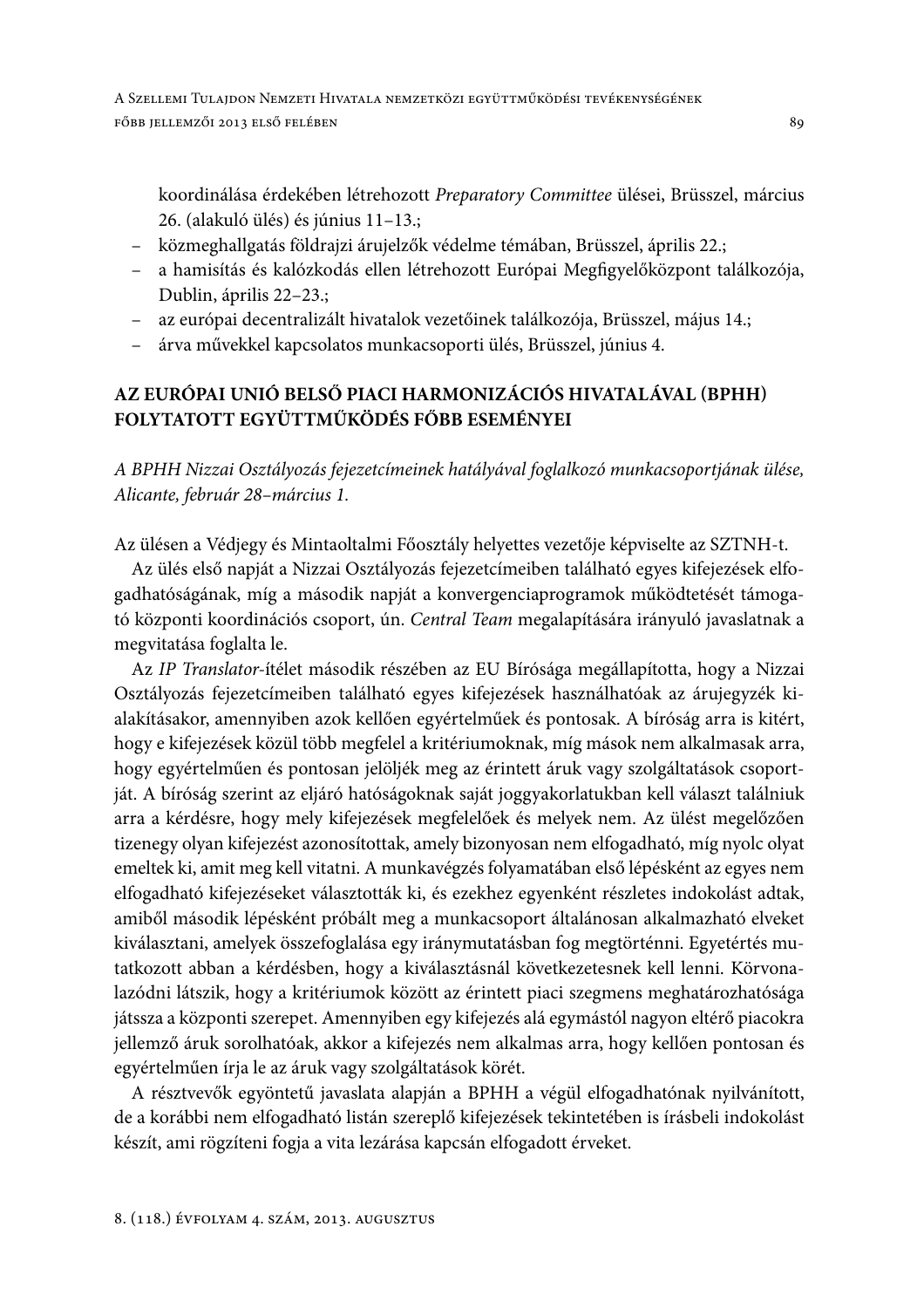koordinálása érdekében létrehozott *Preparatory Committee* ülései, Brüsszel, március 26. (alakuló ülés) és június 11–13.;

- közmeghallgatás földrajzi árujelzők védelme témában, Brüsszel, április 22.;
- a hamisítás és kalózkodás ellen létrehozott Európai Megfigyelőközpont találkozója, Dublin, április 22–23.;
- az európai decentralizált hivatalok vezetőinek találkozója, Brüsszel, május 14.;
- árva művekkel kapcsolatos munkacsoporti ülés, Brüsszel, június 4.

## AZ EURÓPAI UNIÓ BELSŐ PIACI HARMONIZÁCIÓS HIVATALÁVAL (BPHH) FOLYTATOTT EGYÜTTMŰKÖDÉS FŐBB ESEMÉNYEI

*A BPHH Nizzai Osztályozás fejezetcímeinek hatályával foglalkozó munkacsoportjának ülése, Alicante, február 28–március 1.*

Az ülésen a Védjegy és Mintaoltalmi Főosztály helyettes vezetője képviselte az SZTNH-t.

Az ülés első napját a Nizzai Osztályozás fejezetcímeiben található egyes kifejezések elfogadhatóságának, míg a második napját a konvergenciaprogramok működtetését támogató központi koordinációs csoport, ún. *Central Team* megalapítására irányuló javaslatnak a megvitatása foglalta le.

Az *IP Translator*-ítélet második részében az EU Bírósága megállapította, hogy a Nizzai Osztályozás fejezetcímeiben található egyes kifejezések használhatóak az árujegyzék kialakításakor, amennyiben azok kellően egyértelműek és pontosak. A bíróság arra is kitért, hogy e kifejezések közül több megfelel a kritériumoknak, míg mások nem alkalmasak arra, hogy egyértelműen és pontosan jelöljék meg az érintett áruk vagy szolgáltatások csoportját. A bíróság szerint az eljáró hatóságoknak saját joggyakorlatukban kell választ találniuk arra a kérdésre, hogy mely kifejezések megfelelőek és melyek nem. Az ülést megelőzően tizenegy olyan kifejezést azonosítottak, amely bizonyosan nem elfogadható, míg nyolc olyat emeltek ki, amit meg kell vitatni. A munkavégzés folyamatában első lépésként az egyes nem elfogadható kifejezéseket választották ki, és ezekhez egyenként részletes indokolást adtak, amiből második lépésként próbált meg a munkacsoport általánosan alkalmazható elveket kiválasztani, amelyek összefoglalása egy iránymutatásban fog megtörténni. Egyetértés mutatkozott abban a kérdésben, hogy a kiválasztásnál következetesnek kell lenni. Körvonalazódni látszik, hogy a kritériumok között az érintett piaci szegmens meghatározhatósága játssza a központi szerepet. Amennyiben egy kifejezés alá egymástól nagyon eltérő piacokra jellemző áruk sorolhatóak, akkor a kifejezés nem alkalmas arra, hogy kellően pontosan és egyértelműen írja le az áruk vagy szolgáltatások körét.

A résztvevők egyöntetű javaslata alapján a BPHH a végül elfogadhatónak nyilvánított, de a korábbi nem elfogadható listán szereplő kifejezések tekintetében is írásbeli indokolást készít, ami rögzíteni fogja a vita lezárása kapcsán elfogadott érveket.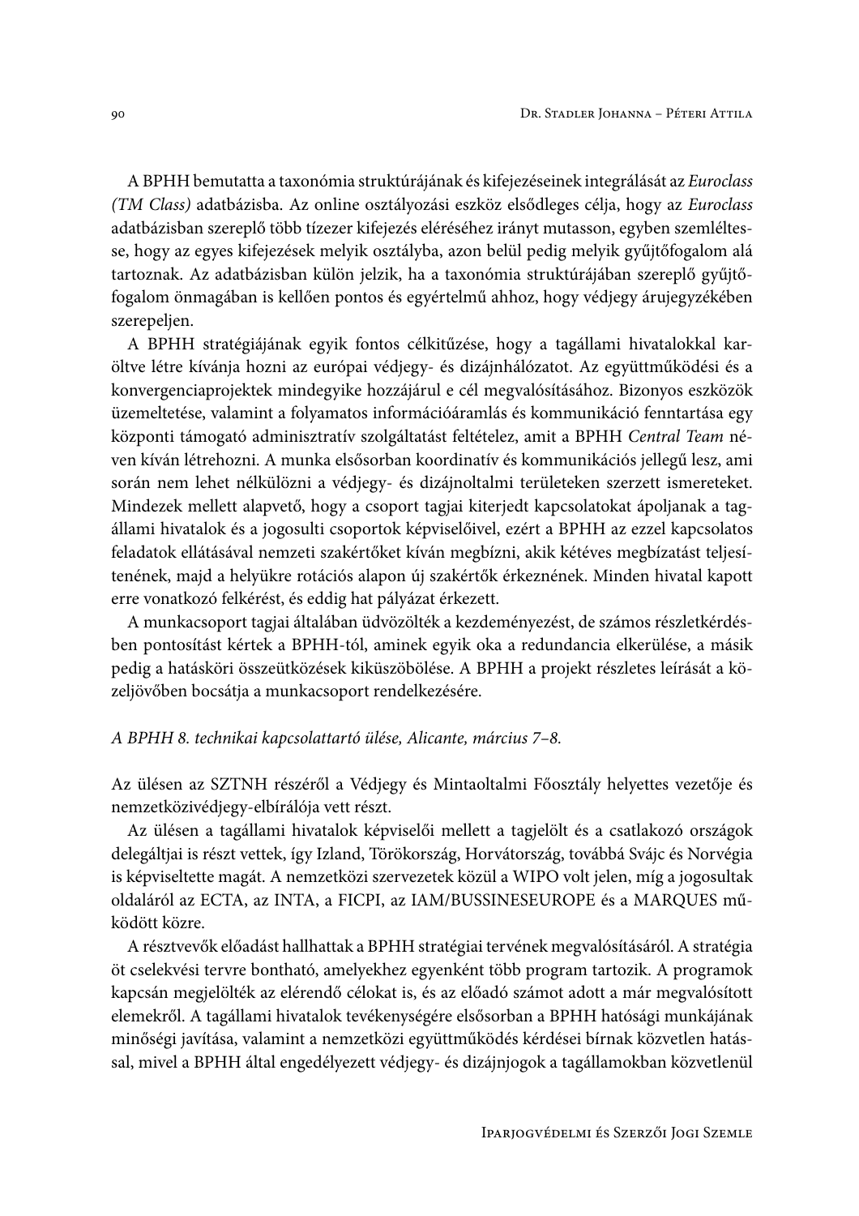A BPHH bemutatta a taxonómia struktúrájának és kifejezéseinek integrálását az *Euroclass (TM Class)* adatbázisba. Az online osztályozási eszköz elsődleges célja, hogy az *Euroclass* adatbázisban szereplő több tízezer kifejezés eléréséhez irányt mutasson, egyben szemléltesse, hogy az egyes kifejezések melyik osztályba, azon belül pedig melyik gyűjtőfogalom alá tartoznak. Az adatbázisban külön jelzik, ha a taxonómia struktúrájában szereplő gyűjtőfogalom önmagában is kellően pontos és egyértelmű ahhoz, hogy védjegy árujegyzékében szerepeljen.

A BPHH stratégiájának egyik fontos célkitűzése, hogy a tagállami hivatalokkal karöltve létre kívánja hozni az európai védjegy- és dizájnhálózatot. Az együttműködési és a konvergenciaprojektek mindegyike hozzájárul e cél megvalósításához. Bizonyos eszközök üzemeltetése, valamint a folyamatos információáramlás és kommunikáció fenntartása egy központi támogató adminisztratív szolgáltatást feltételez, amit a BPHH *Central Team* néven kíván létrehozni. A munka elsősorban koordinatív és kommunikációs jellegű lesz, ami során nem lehet nélkülözni a védjegy- és dizájnoltalmi területeken szerzett ismereteket. Mindezek mellett alapvető, hogy a csoport tagjai kiterjedt kapcsolatokat ápoljanak a tagállami hivatalok és a jogosulti csoportok képviselőivel, ezért a BPHH az ezzel kapcsolatos feladatok ellátásával nemzeti szakértőket kíván megbízni, akik kétéves megbízatást teljesítenének, majd a helyükre rotációs alapon új szakértők érkeznének. Minden hivatal kapott erre vonatkozó felkérést, és eddig hat pályázat érkezett.

A munkacsoport tagjai általában üdvözölték a kezdeményezést, de számos részletkérdésben pontosítást kértek a BPHH-tól, aminek egyik oka a redundancia elkerülése, a másik pedig a hatásköri összeütközések kiküszöbölése. A BPHH a projekt részletes leírását a közeljövőben bocsátja a munkacsoport rendelkezésére.

*A BPHH 8. technikai kapcsolattartó ülése, Alicante, március 7–8.*

Az ülésen az SZTNH részéről a Védjegy és Mintaoltalmi Főosztály helyettes vezetője és nemzetközivédjegy-elbírálója vett részt.

Az ülésen a tagállami hivatalok képviselői mellett a tagjelölt és a csatlakozó országok delegáltjai is részt vettek, így Izland, Törökország, Horvátország, továbbá Svájc és Norvégia is képviseltette magát. A nemzetközi szervezetek közül a WIPO volt jelen, míg a jogosultak oldaláról az ECTA, az INTA, a FICPI, az IAM/BUSSINESEUROPE és a MARQUES működött közre.

A résztvevők előadást hallhattak a BPHH stratégiai tervének megvalósításáról. A stratégia öt cselekvési tervre bontható, amelyekhez egyenként több program tartozik. A programok kapcsán megjelölték az elérendő célokat is, és az előadó számot adott a már megvalósított elemekről. A tagállami hivatalok tevékenységére elsősorban a BPHH hatósági munkájának minőségi javítása, valamint a nemzetközi együttműködés kérdései bírnak közvetlen hatással, mivel a BPHH által engedélyezett védjegy- és dizájnjogok a tagállamokban közvetlenül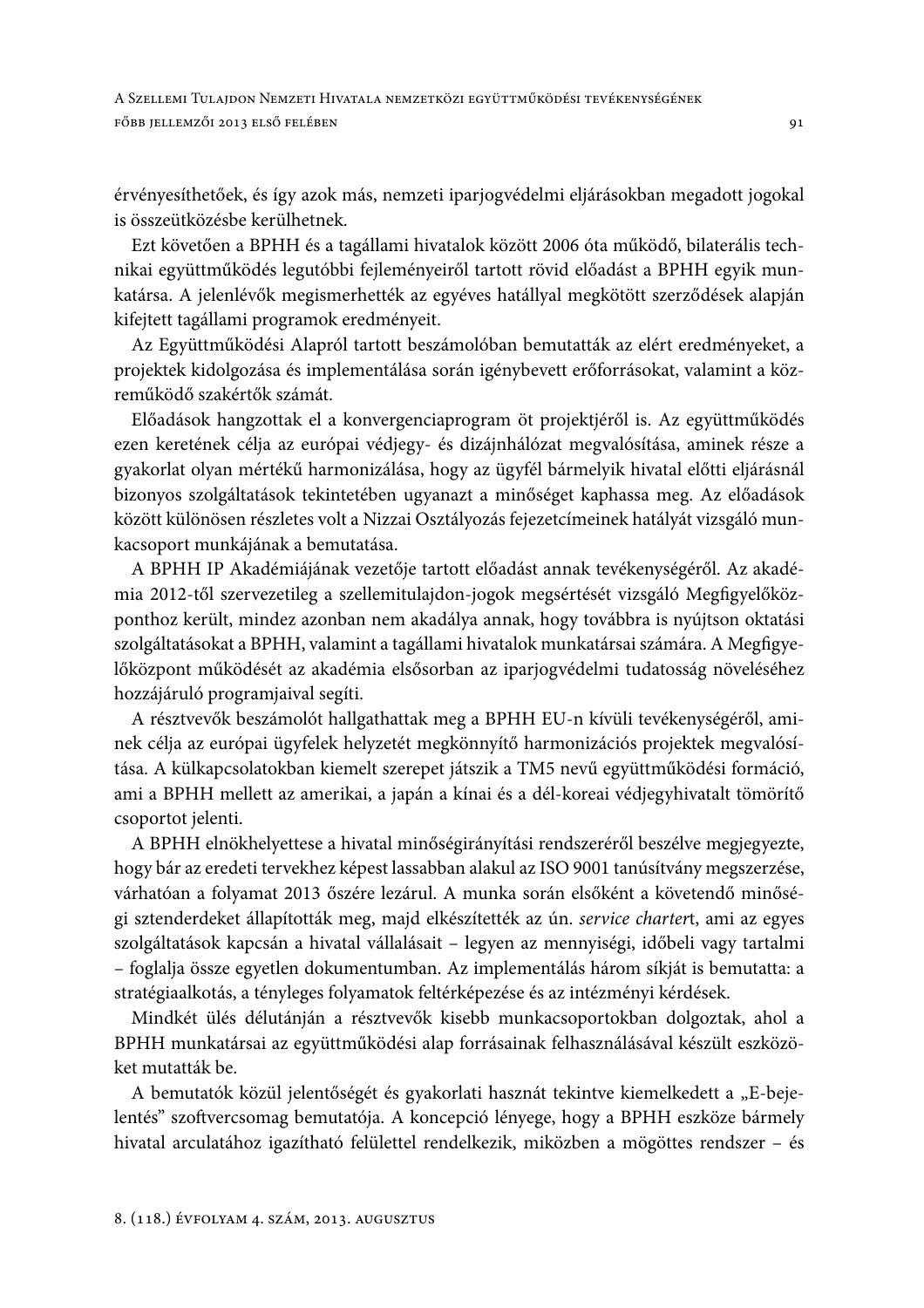érvényesíthetőek, és így azok más, nemzeti iparjogvédelmi eljárásokban megadott jogokal is összeütközésbe kerülhetnek.

Ezt követően a BPHH és a tagállami hivatalok között 2006 óta működő, bilaterális technikai együttműködés legutóbbi fejleményeiről tartott rövid előadást a BPHH egyik munkatársa. A jelenlévők megismerhették az egyéves hatállyal megkötött szerződések alapján kifejtett tagállami programok eredményeit.

Az Együttműködési Alapról tartott beszámolóban bemutatták az elért eredményeket, a projektek kidolgozása és implementálása során igénybevett erőforrásokat, valamint a közreműködő szakértők számát.

Előadások hangzottak el a konvergenciaprogram öt projektjéről is. Az együttműködés ezen keretének célja az európai védjegy- és dizájnhálózat megvalósítása, aminek része a gyakorlat olyan mértékű harmonizálása, hogy az ügyfél bármelyik hivatal előtti eljárásnál bizonyos szolgáltatások tekintetében ugyanazt a minőséget kaphassa meg. Az előadások között különösen részletes volt a Nizzai Osztályozás fejezetcímeinek hatályát vizsgáló munkacsoport munkájának a bemutatása.

A BPHH IP Akadémiájának vezetője tartott előadást annak tevékenységéről. Az akadémia 2012-től szervezetileg a szellemitulajdon-jogok megsértését vizsgáló Megfigyelőközponthoz került, mindez azonban nem akadálya annak, hogy továbbra is nyújtson oktatási szolgáltatásokat a BPHH, valamint a tagállami hivatalok munkatársai számára. A Megfigyelőközpont működését az akadémia elsősorban az iparjogvédelmi tudatosság növeléséhez hozzájáruló programjaival segíti.

A résztvevők beszámolót hallgathattak meg a BPHH EU-n kívüli tevékenységéről, aminek célja az európai ügyfelek helyzetét megkönnyítő harmonizációs projektek megvalósítása. A külkapcsolatokban kiemelt szerepet játszik a TM5 nevű együttműködési formáció, ami a BPHH mellett az amerikai, a japán a kínai és a dél-koreai védjegyhivatalt tömörítő csoportot jelenti.

A BPHH elnökhelyettese a hivatal minőségirányítási rendszeréről beszélve megjegyezte, hogy bár az eredeti tervekhez képest lassabban alakul az ISO 9001 tanúsítvány megszerzése, várhatóan a folyamat 2013 őszére lezárul. A munka során elsőként a követendő minőségi sztenderdeket állapították meg, majd elkészítették az ún. *service charter*t, ami az egyes szolgáltatások kapcsán a hivatal vállalásait – legyen az mennyiségi, időbeli vagy tartalmi – foglalja össze egyetlen dokumentumban. Az implementálás három síkját is bemutatta: a stratégiaalkotás, a tényleges folyamatok feltérképezése és az intézményi kérdések.

Mindkét ülés délutánján a résztvevők kisebb munkacsoportokban dolgoztak, ahol a BPHH munkatársai az együttműködési alap forrásainak felhasználásával készült eszközöket mutatták be.

A bemutatók közül jelentőségét és gyakorlati hasznát tekintve kiemelkedett a „E-bejelentés" szoftvercsomag bemutatója. A koncepció lényege, hogy a BPHH eszköze bármely hivatal arculatához igazítható felülettel rendelkezik, miközben a mögöttes rendszer – és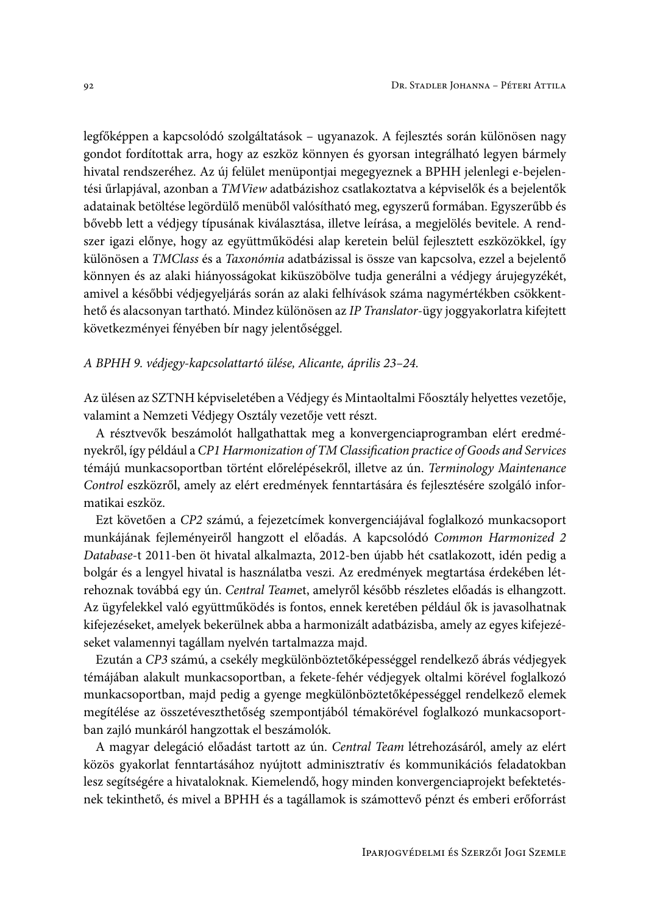legfőképpen a kapcsolódó szolgáltatások – ugyanazok. A fejlesztés során különösen nagy gondot fordítottak arra, hogy az eszköz könnyen és gyorsan integrálható legyen bármely hivatal rendszeréhez. Az új felület menüpontjai megegyeznek a BPHH jelenlegi e-bejelentési űrlapjával, azonban a *TMView* adatbázishoz csatlakoztatva a képviselők és a bejelentők adatainak betöltése legördülő menüből valósítható meg, egyszerű formában. Egyszerűbb és bővebb lett a védjegy típusának kiválasztása, illetve leírása, a megjelölés bevitele. A rendszer igazi előnye, hogy az együttműködési alap keretein belül fejlesztett eszközökkel, így különösen a *TMClass* és a *Taxonómia* adatbázissal is össze van kapcsolva, ezzel a bejelentő könnyen és az alaki hiányosságokat kiküszöbölve tudja generálni a védjegy árujegyzékét, amivel a későbbi védjegyeljárás során az alaki felhívások száma nagymértékben csökkenthető és alacsonyan tartható. Mindez különösen az *IP Translator*-ügy joggyakorlatra kifejtett következményei fényében bír nagy jelentőséggel.

*A BPHH 9. védjegy-kapcsolattartó ülése, Alicante, április 23–24.*

Az ülésen az SZTNH képviseletében a Védjegy és Mintaoltalmi Főosztály helyettes vezetője, valamint a Nemzeti Védjegy Osztály vezetője vett részt.

A résztvevők beszámolót hallgathattak meg a konvergenciaprogramban elért eredményekről, így például a *CP1 Harmonization of TM Classification practice of Goods and Services* témájú munkacsoportban történt előrelépésekről, illetve az ún. *Terminology Maintenance Control* eszközről, amely az elért eredmények fenntartására és fejlesztésére szolgáló informatikai eszköz.

Ezt követően a *CP2* számú, a fejezetcímek konvergenciájával foglalkozó munkacsoport munkájának fejleményeiről hangzott el előadás. A kapcsolódó *Common Harmonized 2 Database*-t 2011-ben öt hivatal alkalmazta, 2012-ben újabb hét csatlakozott, idén pedig a bolgár és a lengyel hivatal is használatba veszi. Az eredmények megtartása érdekében létrehoznak továbbá egy ún. *Central Team*et, amelyről később részletes előadás is elhangzott. Az ügyfelekkel való együttműködés is fontos, ennek keretében például ők is javasolhatnak kifejezéseket, amelyek bekerülnek abba a harmonizált adatbázisba, amely az egyes kifejezéseket valamennyi tagállam nyelvén tartalmazza majd.

Ezután a *CP3* számú, a csekély megkülönböztetőképességgel rendelkező ábrás védjegyek témájában alakult munkacsoportban, a fekete-fehér védjegyek oltalmi körével foglalkozó munkacsoportban, majd pedig a gyenge megkülönböztetőképességgel rendelkező elemek megítélése az összetéveszthetőség szempontjából témakörével foglalkozó munkacsoportban zajló munkáról hangzottak el beszámolók.

A magyar delegáció előadást tartott az ún. *Central Team* létrehozásáról, amely az elért közös gyakorlat fenntartásához nyújtott adminisztratív és kommunikációs feladatokban lesz segítségére a hivataloknak. Kiemelendő, hogy minden konvergenciaprojekt befektetésnek tekinthető, és mivel a BPHH és a tagállamok is számottevő pénzt és emberi erőforrást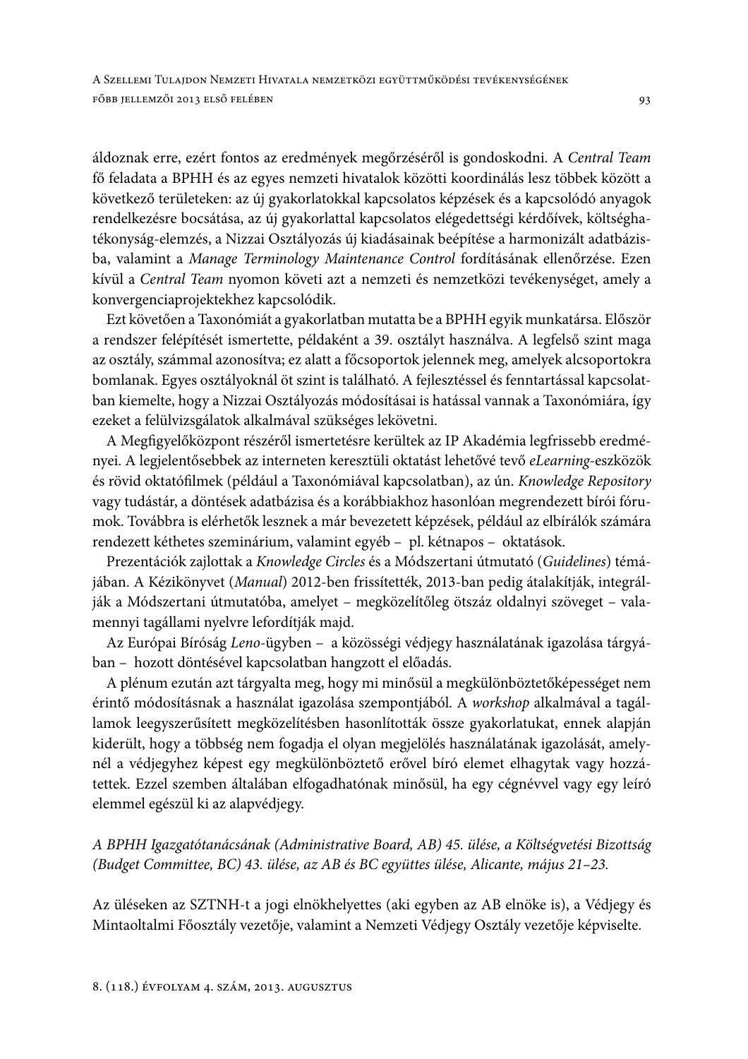áldoznak erre, ezért fontos az eredmények megőrzéséről is gondoskodni. A *Central Team* fő feladata a BPHH és az egyes nemzeti hivatalok közötti koordinálás lesz többek között a következő területeken: az új gyakorlatokkal kapcsolatos képzések és a kapcsolódó anyagok rendelkezésre bocsátása, az új gyakorlattal kapcsolatos elégedettségi kérdőívek, költséghatékonyság-elemzés, a Nizzai Osztályozás új kiadásainak beépítése a harmonizált adatbázisba, valamint a *Manage Terminology Maintenance Control* fordításának ellenőrzése. Ezen kívül a *Central Team* nyomon követi azt a nemzeti és nemzetközi tevékenységet, amely a konvergenciaprojektekhez kapcsolódik.

Ezt követően a Taxonómiát a gyakorlatban mutatta be a BPHH egyik munkatársa. Először a rendszer felépítését ismertette, példaként a 39. osztályt használva. A legfelső szint maga az osztály, számmal azonosítva; ez alatt a főcsoportok jelennek meg, amelyek alcsoportokra bomlanak. Egyes osztályoknál öt szint is található. A fejlesztéssel és fenntartással kapcsolatban kiemelte, hogy a Nizzai Osztályozás módosításai is hatással vannak a Taxonómiára, így ezeket a felülvizsgálatok alkalmával szükséges lekövetni.

A Megfigyelőközpont részéről ismertetésre kerültek az IP Akadémia legfrissebb eredményei. A legjelentősebbek az interneten keresztüli oktatást lehetővé tevő *eLearning*-eszközök és rövid oktatófilmek (például a Taxonómiával kapcsolatban), az ún. *Knowledge Repository* vagy tudástár, a döntések adatbázisa és a korábbiakhoz hasonlóan megrendezett bírói fórumok. Továbbra is elérhetők lesznek a már bevezetett képzések, például az elbírálók számára rendezett kéthetes szeminárium, valamint egyéb – pl. kétnapos – oktatások.

Prezentációk zajlottak a *Knowledge Circles* és a Módszertani útmutató (*Guidelines*) témájában. A Kézikönyvet (*Manual*) 2012-ben frissítették, 2013-ban pedig átalakítják, integrálják a Módszertani útmutatóba, amelyet – megközelítőleg ötszáz oldalnyi szöveget – valamennyi tagállami nyelvre lefordítják majd.

Az Európai Bíróság *Leno*-ügyben – a közösségi védjegy használatának igazolása tárgyában – hozott döntésével kapcsolatban hangzott el előadás.

A plénum ezután azt tárgyalta meg, hogy mi minősül a megkülönböztetőképességet nem érintő módosításnak a használat igazolása szempontjából. A *workshop* alkalmával a tagállamok leegyszerűsített megközelítésben hasonlították össze gyakorlatukat, ennek alapján kiderült, hogy a többség nem fogadja el olyan megjelölés használatának igazolását, amelynél a védjegyhez képest egy megkülönböztető erővel bíró elemet elhagytak vagy hozzátettek. Ezzel szemben általában elfogadhatónak minősül, ha egy cégnévvel vagy egy leíró elemmel egészül ki az alapvédjegy.

*A BPHH Igazgatótanácsának (Administrative Board, AB) 45. ülése, a Költségvetési Bizottság (Budget Committee, BC) 43. ülése, az AB és BC együttes ülése, Alicante, május 21–23.*

Az üléseken az SZTNH-t a jogi elnökhelyettes (aki egyben az AB elnöke is), a Védjegy és Mintaoltalmi Főosztály vezetője, valamint a Nemzeti Védjegy Osztály vezetője képviselte.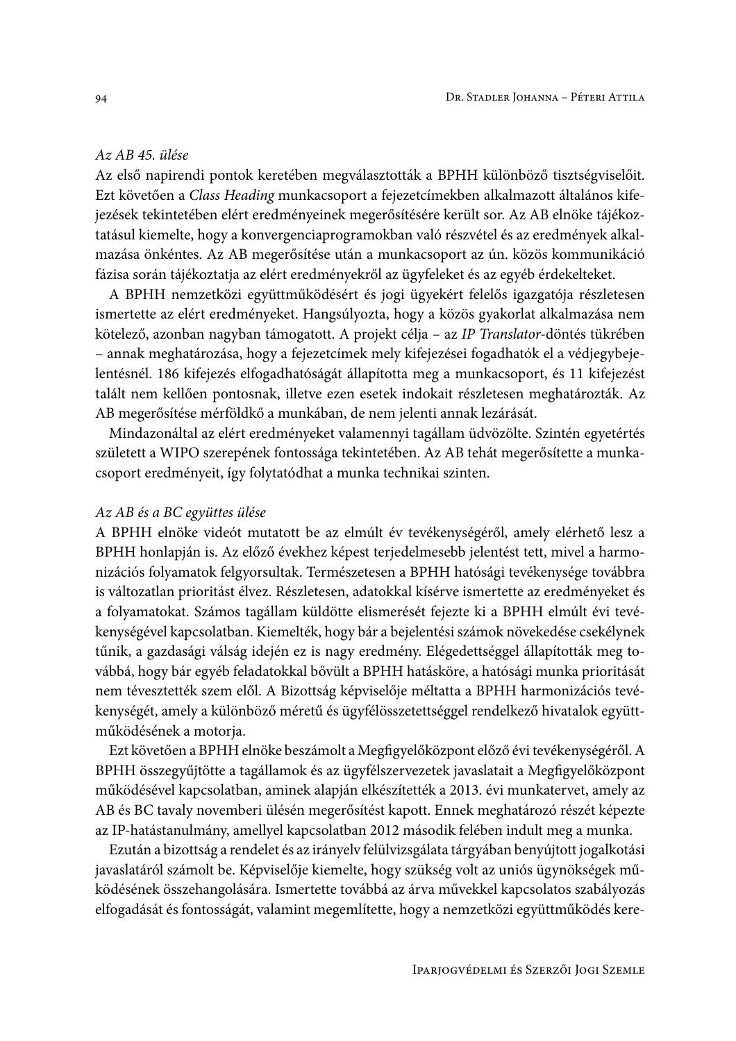*Az AB 45. ülése*

Az első napirendi pontok keretében megválasztották a BPHH különböző tisztségviselőit. Ezt követően a *Class Heading* munkacsoport a fejezetcímekben alkalmazott általános kifejezések tekintetében elért eredményeinek megerősítésére került sor. Az AB elnöke tájékoztatásul kiemelte, hogy a konvergenciaprogramokban való részvétel és az eredmények alkalmazása önkéntes. Az AB megerősítése után a munkacsoport az ún. közös kommunikáció fázisa során tájékoztatja az elért eredményekről az ügyfeleket és az egyéb érdekelteket.

A BPHH nemzetközi együttműködésért és jogi ügyekért felelős igazgatója részletesen ismertette az elért eredményeket. Hangsúlyozta, hogy a közös gyakorlat alkalmazása nem kötelező, azonban nagyban támogatott. A projekt célja – az *IP Translator*-döntés tükrében – annak meghatározása, hogy a fejezetcímek mely kifejezései fogadhatók el a védjegybejelentésnél. 186 kifejezés elfogadhatóságát állapította meg a munkacsoport, és 11 kifejezést talált nem kellően pontosnak, illetve ezen esetek indokait részletesen meghatározták. Az AB megerősítése mérföldkő a munkában, de nem jelenti annak lezárását.

Mindazonáltal az elért eredményeket valamennyi tagállam üdvözölte. Szintén egyetértés született a WIPO szerepének fontossága tekintetében. Az AB tehát megerősítette a munkacsoport eredményeit, így folytatódhat a munka technikai szinten.

*Az AB és a BC együttes ülése*

A BPHH elnöke videót mutatott be az elmúlt év tevékenységéről, amely elérhető lesz a BPHH honlapján is. Az előző évekhez képest terjedelmesebb jelentést tett, mivel a harmonizációs folyamatok felgyorsultak. Természetesen a BPHH hatósági tevékenysége továbbra is változatlan prioritást élvez. Részletesen, adatokkal kísérve ismertette az eredményeket és a folyamatokat. Számos tagállam küldötte elismerését fejezte ki a BPHH elmúlt évi tevékenységével kapcsolatban. Kiemelték, hogy bár a bejelentési számok növekedése csekélynek tűnik, a gazdasági válság idején ez is nagy eredmény. Elégedettséggel állapították meg továbbá, hogy bár egyéb feladatokkal bővült a BPHH hatásköre, a hatósági munka prioritását nem tévesztették szem elől. A Bizottság képviselője méltatta a BPHH harmonizációs tevékenységét, amely a különböző méretű és ügyfélösszetettséggel rendelkező hivatalok együttműködésének a motorja.

Ezt követően a BPHH elnöke beszámolt a Megfigyelőközpont előző évi tevékenységéről. A BPHH összegyűjtötte a tagállamok és az ügyfélszervezetek javaslatait a Megfigyelőközpont működésével kapcsolatban, aminek alapján elkészítették a 2013. évi munkatervet, amely az AB és BC tavaly novemberi ülésén megerősítést kapott. Ennek meghatározó részét képezte az IP-hatástanulmány, amellyel kapcsolatban 2012 második felében indult meg a munka.

Ezután a bizottság a rendelet és az irányelv felülvizsgálata tárgyában benyújtott jogalkotási javaslatáról számolt be. Képviselője kiemelte, hogy szükség volt az uniós ügynökségek működésének összehangolására. Ismertette továbbá az árva művekkel kapcsolatos szabályozás elfogadását és fontosságát, valamint megemlítette, hogy a nemzetközi együttműködés kere-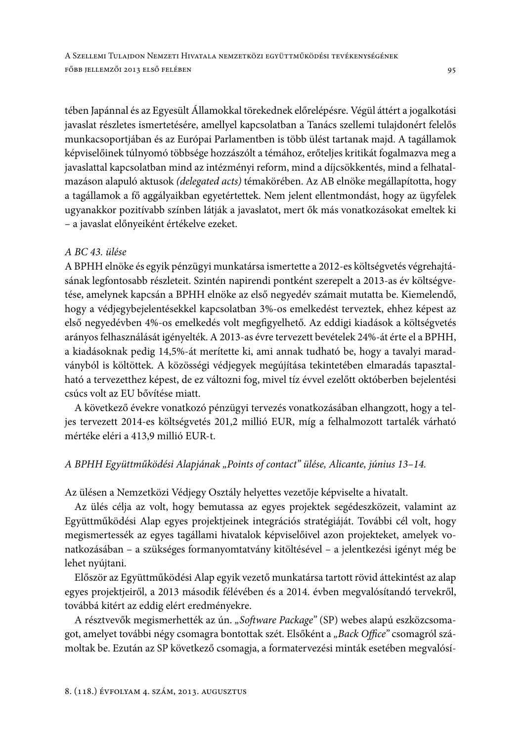tében Japánnal és az Egyesült Államokkal törekednek előrelépésre. Végül áttért a jogalkotási javaslat részletes ismertetésére, amellyel kapcsolatban a Tanács szellemi tulajdonért felelős munkacsoportjában és az Európai Parlamentben is több ülést tartanak majd. A tagállamok képviselőinek túlnyomó többsége hozzászólt a témához, erőteljes kritikát fogalmazva meg a javaslattal kapcsolatban mind az intézményi reform, mind a díjcsökkentés, mind a felhatalmazáson alapuló aktusok *(delegated acts)* témakörében. Az AB elnöke megállapította, hogy a tagállamok a fő aggályaikban egyetértettek. Nem jelent ellentmondást, hogy az ügyfelek ugyanakkor pozitívabb színben látják a javaslatot, mert ők más vonatkozásokat emeltek ki – a javaslat előnyeiként értékelve ezeket.

*A BC 43. ülése*

A BPHH elnöke és egyik pénzügyi munkatársa ismertette a 2012-es költségvetés végrehajtásának legfontosabb részleteit. Szintén napirendi pontként szerepelt a 2013-as év költségvetése, amelynek kapcsán a BPHH elnöke az első negyedév számait mutatta be. Kiemelendő, hogy a védjegybejelentésekkel kapcsolatban 3%-os emelkedést terveztek, ehhez képest az első negyedévben 4%-os emelkedés volt megfigyelhető. Az eddigi kiadások a költségvetés arányos felhasználását igényelték. A 2013-as évre tervezett bevételek 24%-át érte el a BPHH, a kiadásoknak pedig 14,5%-át merítette ki, ami annak tudható be, hogy a tavalyi maradványból is költöttek. A közösségi védjegyek megújítása tekintetében elmaradás tapasztalható a tervezetthez képest, de ez változni fog, mivel tíz évvel ezelőtt októberben bejelentési csúcs volt az EU bővítése miatt.

A következő évekre vonatkozó pénzügyi tervezés vonatkozásában elhangzott, hogy a teljes tervezett 2014-es költségvetés 201,2 millió EUR, míg a felhalmozott tartalék várható mértéke eléri a 413,9 millió EUR-t.

*A BPHH Együttműködési Alapjának „Points of contact" ülése, Alicante, június 13–14.*

Az ülésen a Nemzetközi Védjegy Osztály helyettes vezetője képviselte a hivatalt.

Az ülés célja az volt, hogy bemutassa az egyes projektek segédeszközeit, valamint az Együttműködési Alap egyes projektjeinek integrációs stratégiáját. További cél volt, hogy megismertessék az egyes tagállami hivatalok képviselőivel azon projekteket, amelyek vonatkozásában – a szükséges formanyomtatvány kitöltésével – a jelentkezési igényt még be lehet nyújtani.

Először az Együttműködési Alap egyik vezető munkatársa tartott rövid áttekintést az alap egyes projektjeiről, a 2013 második félévében és a 2014. évben megvalósítandó tervekről, továbbá kitért az eddig elért eredményekre.

A résztvevők megismerhették az ún. „*Software Package*" (SP) webes alapú eszközcsomagot, amelyet további négy csomagra bontottak szét. Elsőként a „*Back Office*" csomagról számoltak be. Ezután az SP következő csomagja, a formatervezési minták esetében megvalósí-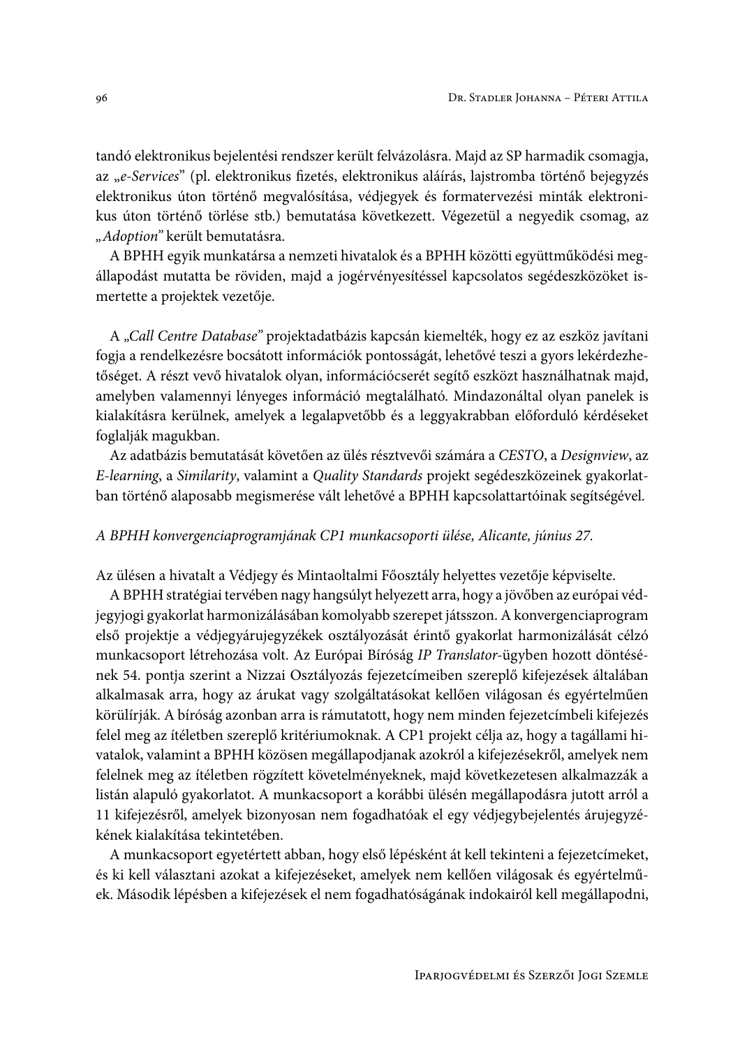tandó elektronikus bejelentési rendszer került felvázolásra. Majd az SP harmadik csomagja, az „*e-Services*" (pl. elektronikus fizetés, elektronikus aláírás, lajstromba történő bejegyzés elektronikus úton történő megvalósítása, védjegyek és formatervezési minták elektronikus úton történő törlése stb.) bemutatása következett. Végezetül a negyedik csomag, az „*Adoption*" került bemutatásra.

A BPHH egyik munkatársa a nemzeti hivatalok és a BPHH közötti együttműködési megállapodást mutatta be röviden, majd a jogérvényesítéssel kapcsolatos segédeszközöket ismertette a projektek vezetője.

A „*Call Centre Database*" projektadatbázis kapcsán kiemelték, hogy ez az eszköz javítani fogja a rendelkezésre bocsátott információk pontosságát, lehetővé teszi a gyors lekérdezhetőséget. A részt vevő hivatalok olyan, információcserét segítő eszközt használhatnak majd, amelyben valamennyi lényeges információ megtalálható. Mindazonáltal olyan panelek is kialakításra kerülnek, amelyek a legalapvetőbb és a leggyakrabban előforduló kérdéseket foglalják magukban.

Az adatbázis bemutatását követően az ülés résztvevői számára a *CESTO*, a *Designview*, az *E-learning*, a *Similarity*, valamint a *Quality Standards* projekt segédeszközeinek gyakorlatban történő alaposabb megismerése vált lehetővé a BPHH kapcsolattartóinak segítségével.

*A BPHH konvergenciaprogramjának CP1 munkacsoporti ülése, Alicante, június 27.*

Az ülésen a hivatalt a Védjegy és Mintaoltalmi Főosztály helyettes vezetője képviselte.

A BPHH stratégiai tervében nagy hangsúlyt helyezett arra, hogy a jövőben az európai védjegyjogi gyakorlat harmonizálásában komolyabb szerepet játsszon. A konvergenciaprogram első projektje a védjegyárujegyzékek osztályozását érintő gyakorlat harmonizálását célzó munkacsoport létrehozása volt. Az Európai Bíróság *IP Translator*-ügyben hozott döntésének 54. pontja szerint a Nizzai Osztályozás fejezetcímeiben szereplő kifejezések általában alkalmasak arra, hogy az árukat vagy szolgáltatásokat kellően világosan és egyértelműen körülírják. A bíróság azonban arra is rámutatott, hogy nem minden fejezetcímbeli kifejezés felel meg az ítéletben szereplő kritériumoknak. A CP1 projekt célja az, hogy a tagállami hivatalok, valamint a BPHH közösen megállapodjanak azokról a kifejezésekről, amelyek nem felelnek meg az ítéletben rögzített követelményeknek, majd következetesen alkalmazzák a listán alapuló gyakorlatot. A munkacsoport a korábbi ülésén megállapodásra jutott arról a 11 kifejezésről, amelyek bizonyosan nem fogadhatóak el egy védjegybejelentés árujegyzékének kialakítása tekintetében.

A munkacsoport egyetértett abban, hogy első lépésként át kell tekinteni a fejezetcímeket, és ki kell választani azokat a kifejezéseket, amelyek nem kellően világosak és egyértelműek. Második lépésben a kifejezések el nem fogadhatóságának indokairól kell megállapodni,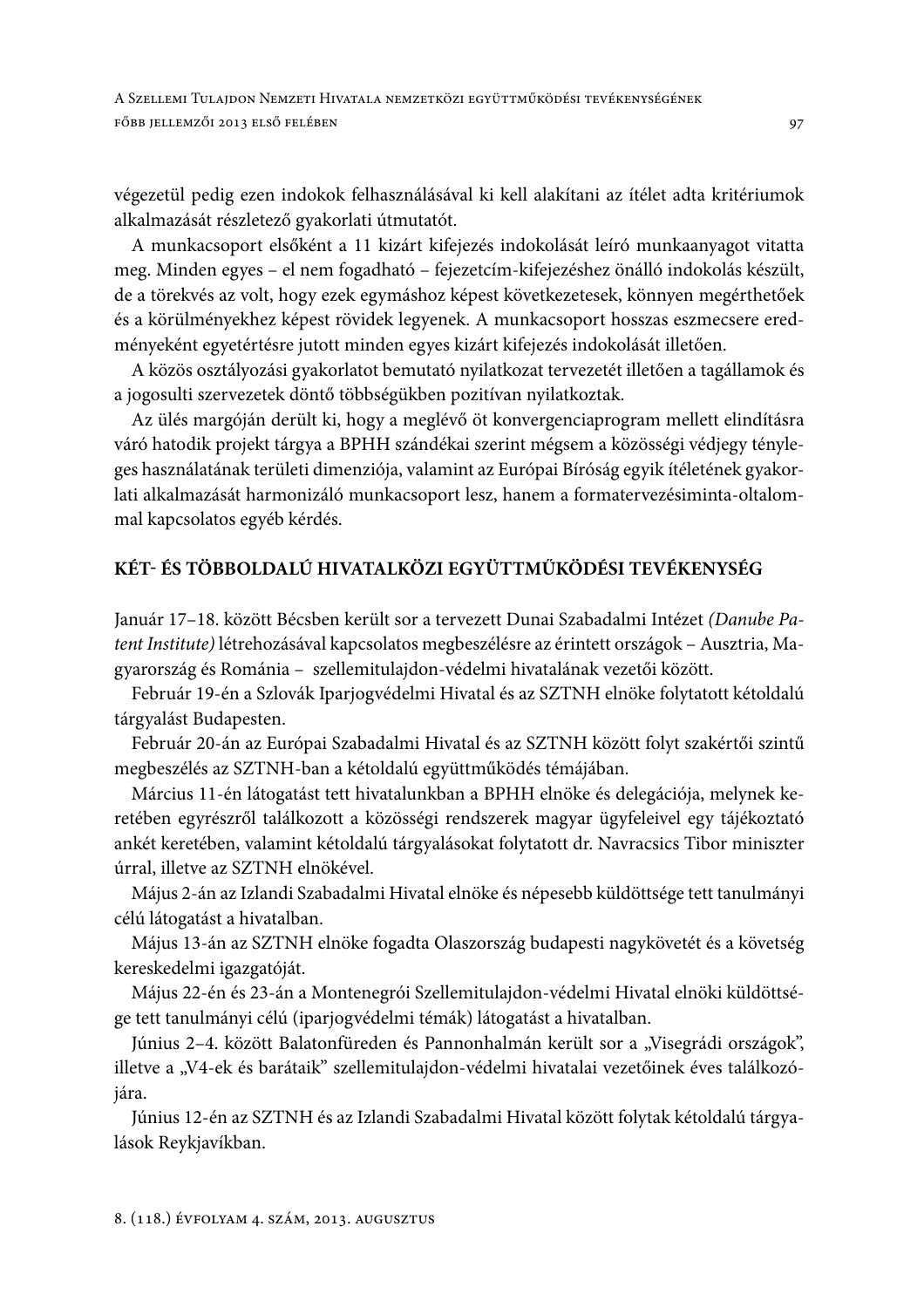végezetül pedig ezen indokok felhasználásával ki kell alakítani az ítélet adta kritériumok alkalmazását részletező gyakorlati útmutatót.

A munkacsoport elsőként a 11 kizárt kifejezés indokolását leíró munkaanyagot vitatta meg. Minden egyes – el nem fogadható – fejezetcím-kifejezéshez önálló indokolás készült, de a törekvés az volt, hogy ezek egymáshoz képest következetesek, könnyen megérthetőek és a körülményekhez képest rövidek legyenek. A munkacsoport hosszas eszmecsere eredményeként egyetértésre jutott minden egyes kizárt kifejezés indokolását illetően.

A közös osztályozási gyakorlatot bemutató nyilatkozat tervezetét illetően a tagállamok és a jogosulti szervezetek döntő többségükben pozitívan nyilatkoztak.

Az ülés margóján derült ki, hogy a meglévő öt konvergenciaprogram mellett elindításra váró hatodik projekt tárgya a BPHH szándékai szerint mégsem a közösségi védjegy tényleges használatának területi dimenziója, valamint az Európai Bíróság egyik ítéletének gyakorlati alkalmazását harmonizáló munkacsoport lesz, hanem a formatervezésiminta-oltalommal kapcsolatos egyéb kérdés.

## KÉT- ÉS TÖBBOLDALÚ HIVATALKÖZI EGYÜTTMŰKÖDÉSI TEVÉKENYSÉG

Január 17–18. között Bécsben került sor a tervezett Dunai Szabadalmi Intézet *(Danube Patent Institute)* létrehozásával kapcsolatos megbeszélésre az érintett országok – Ausztria, Magyarország és Románia – szellemitulajdon-védelmi hivatalának vezetői között.

Február 19-én a Szlovák Iparjogvédelmi Hivatal és az SZTNH elnöke folytatott kétoldalú tárgyalást Budapesten.

Február 20-án az Európai Szabadalmi Hivatal és az SZTNH között folyt szakértői szintű megbeszélés az SZTNH-ban a kétoldalú együttműködés témájában.

Március 11-én látogatást tett hivatalunkban a BPHH elnöke és delegációja, melynek keretében egyrészről találkozott a közösségi rendszerek magyar ügyfeleivel egy tájékoztató ankét keretében, valamint kétoldalú tárgyalásokat folytatott dr. Navracsics Tibor miniszter úrral, illetve az SZTNH elnökével.

Május 2-án az Izlandi Szabadalmi Hivatal elnöke és népesebb küldöttsége tett tanulmányi célú látogatást a hivatalban.

Május 13-án az SZTNH elnöke fogadta Olaszország budapesti nagykövetét és a követség kereskedelmi igazgatóját.

Május 22-én és 23-án a Montenegrói Szellemitulajdon-védelmi Hivatal elnöki küldöttsége tett tanulmányi célú (iparjogvédelmi témák) látogatást a hivatalban.

Június 2–4. között Balatonfüreden és Pannonhalmán került sor a „Visegrádi országok", illetve a „V4-ek és barátaik" szellemitulajdon-védelmi hivatalai vezetőinek éves találkozójára.

Június 12-én az SZTNH és az Izlandi Szabadalmi Hivatal között folytak kétoldalú tárgyalások Reykjavíkban.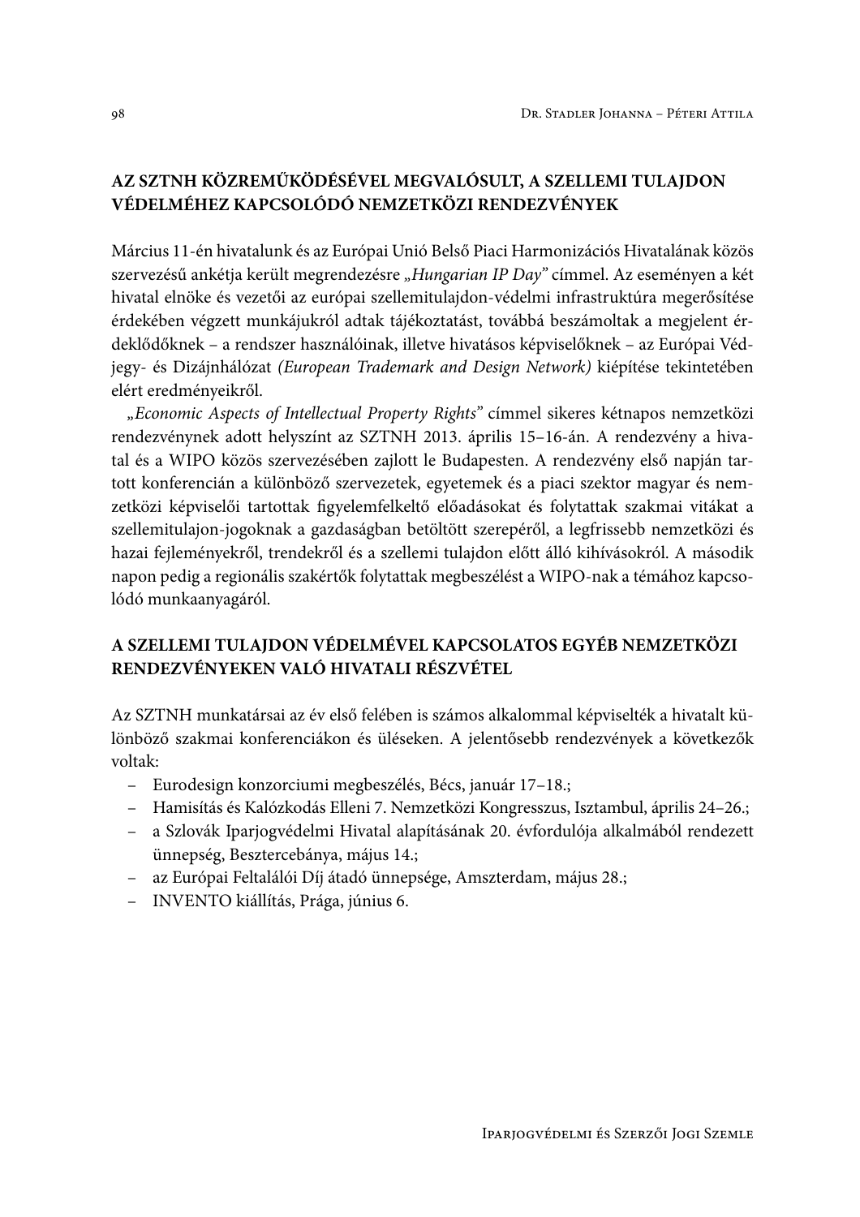## AZ SZTNH KÖZREMŰKÖDÉSÉVEL MEGVALÓSULT, A SZELLEMI TULAJDON VÉDELMÉHEZ KAPCSOLÓDÓ NEMZETKÖZI RENDEZVÉNYEK

Március 11-én hivatalunk és az Európai Unió Belső Piaci Harmonizációs Hivatalának közös szervezésű ankétja került megrendezésre *„Hungarian IP Day"* címmel. Az eseményen a két hivatal elnöke és vezetői az európai szellemitulajdon-védelmi infrastruktúra megerősítése érdekében végzett munkájukról adtak tájékoztatást, továbbá beszámoltak a megjelent érdeklődőknek – a rendszer használóinak, illetve hivatásos képviselőknek – az Európai Védjegy- és Dizájnhálózat *(European Trademark and Design Network)* kiépítése tekintetében elért eredményeikről.

*„Economic Aspects of Intellectual Property Rights"* címmel sikeres kétnapos nemzetközi rendezvénynek adott helyszínt az SZTNH 2013. április 15–16-án. A rendezvény a hivatal és a WIPO közös szervezésében zajlott le Budapesten. A rendezvény első napján tartott konferencián a különböző szervezetek, egyetemek és a piaci szektor magyar és nemzetközi képviselői tartottak figyelemfelkeltő előadásokat és folytattak szakmai vitákat a szellemitulajon-jogoknak a gazdaságban betöltött szerepéről, a legfrissebb nemzetközi és hazai fejleményekről, trendekről és a szellemi tulajdon előtt álló kihívásokról. A második napon pedig a regionális szakértők folytattak megbeszélést a WIPO-nak a témához kapcsolódó munkaanyagáról.

## A SZELLEMI TULAJDON VÉDELMÉVEL KAPCSOLATOS EGYÉB NEMZETKÖZI RENDEZVÉNYEKEN VALÓ HIVATALI RÉSZVÉTEL

Az SZTNH munkatársai az év első felében is számos alkalommal képviselték a hivatalt különböző szakmai konferenciákon és üléseken. A jelentősebb rendezvények a következők voltak:

- Eurodesign konzorciumi megbeszélés, Bécs, január 17–18.;
- Hamisítás és Kalózkodás Elleni 7. Nemzetközi Kongresszus, Isztambul, április 24–26.;
- a Szlovák Iparjogvédelmi Hivatal alapításának 20. évfordulója alkalmából rendezett ünnepség, Besztercebánya, május 14.;
- az Európai Feltalálói Díj átadó ünnepsége, Amszterdam, május 28.;
- INVENTO kiállítás, Prága, június 6.